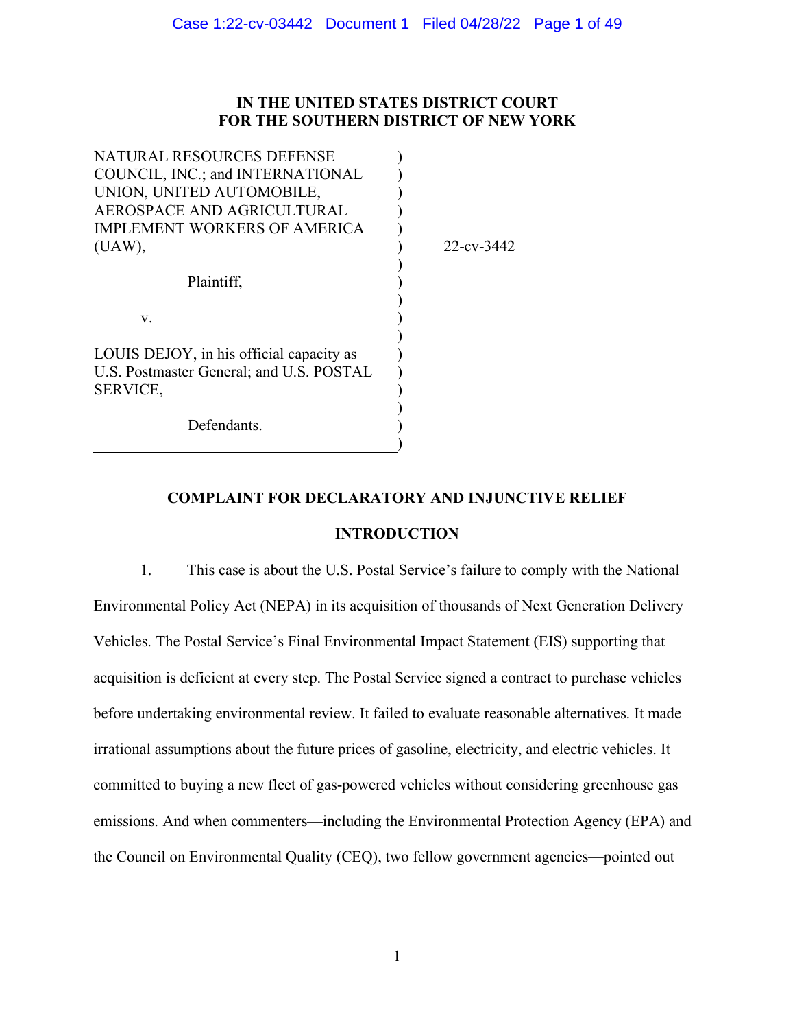**IN THE UNITED STATES DISTRICT COURT**
**FOR THE SOUTHERN DISTRICT OF NEW YORK**

| | | |
|---|---|---|
| NATURAL RESOURCES DEFENSE COUNCIL, INC.; and INTERNATIONAL UNION, UNITED AUTOMOBILE, AEROSPACE AND AGRICULTURAL IMPLEMENT WORKERS OF AMERICA (UAW), | ) | 22-cv-3442 |
| Plaintiff, | ) | |
| v. | ) | |
| LOUIS DEJOY, in his official capacity as U.S. Postmaster General; and U.S. POSTAL SERVICE, | ) | |
| Defendants. | ) | |

**COMPLAINT FOR DECLARATORY AND INJUNCTIVE RELIEF**

**INTRODUCTION**

1. This case is about the U.S. Postal Service's failure to comply with the National Environmental Policy Act (NEPA) in its acquisition of thousands of Next Generation Delivery Vehicles. The Postal Service's Final Environmental Impact Statement (EIS) supporting that acquisition is deficient at every step. The Postal Service signed a contract to purchase vehicles before undertaking environmental review. It failed to evaluate reasonable alternatives. It made irrational assumptions about the future prices of gasoline, electricity, and electric vehicles. It committed to buying a new fleet of gas-powered vehicles without considering greenhouse gas emissions. And when commenters—including the Environmental Protection Agency (EPA) and the Council on Environmental Quality (CEQ), two fellow government agencies—pointed out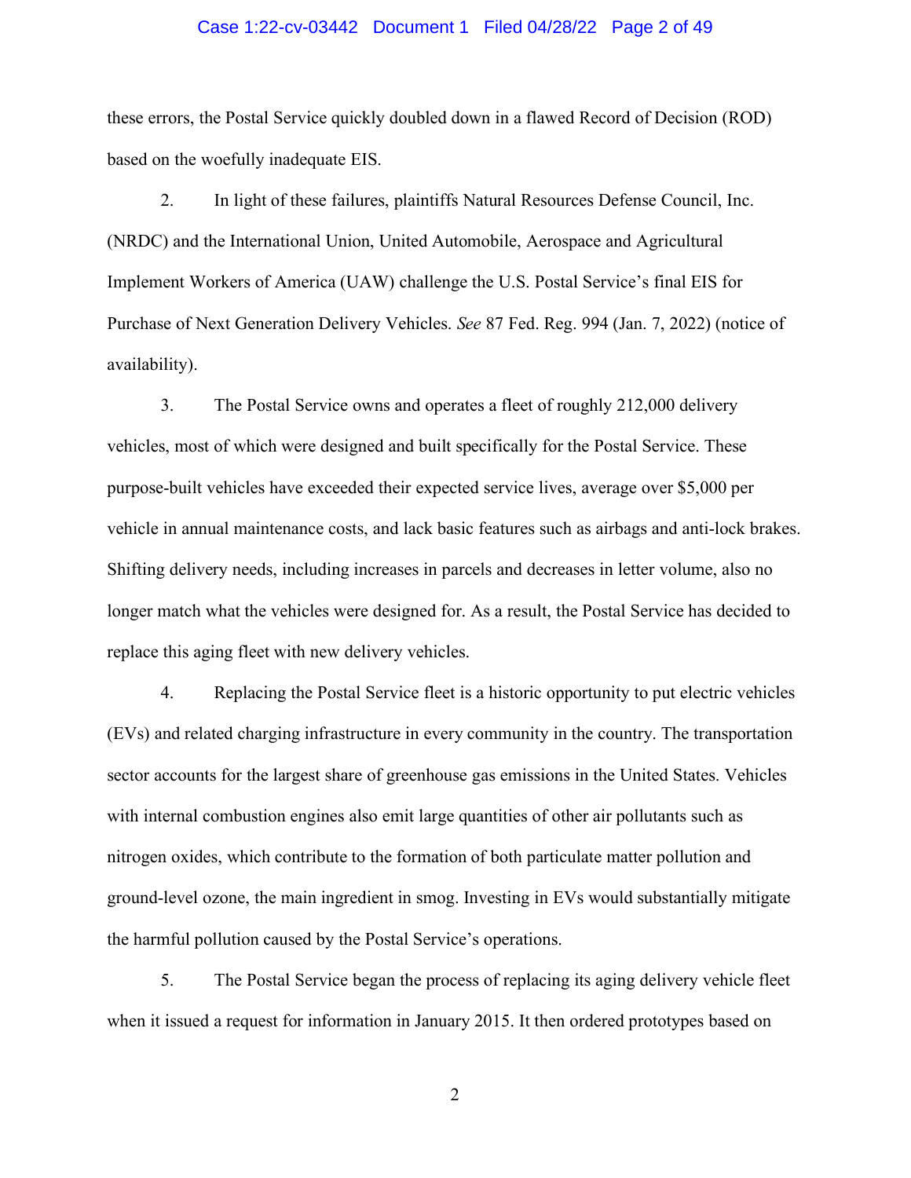these errors, the Postal Service quickly doubled down in a flawed Record of Decision (ROD) based on the woefully inadequate EIS.

2. In light of these failures, plaintiffs Natural Resources Defense Council, Inc. (NRDC) and the International Union, United Automobile, Aerospace and Agricultural Implement Workers of America (UAW) challenge the U.S. Postal Service's final EIS for Purchase of Next Generation Delivery Vehicles. *See* 87 Fed. Reg. 994 (Jan. 7, 2022) (notice of availability).

3. The Postal Service owns and operates a fleet of roughly 212,000 delivery vehicles, most of which were designed and built specifically for the Postal Service. These purpose-built vehicles have exceeded their expected service lives, average over $5,000 per vehicle in annual maintenance costs, and lack basic features such as airbags and anti-lock brakes. Shifting delivery needs, including increases in parcels and decreases in letter volume, also no longer match what the vehicles were designed for. As a result, the Postal Service has decided to replace this aging fleet with new delivery vehicles.

4. Replacing the Postal Service fleet is a historic opportunity to put electric vehicles (EVs) and related charging infrastructure in every community in the country. The transportation sector accounts for the largest share of greenhouse gas emissions in the United States. Vehicles with internal combustion engines also emit large quantities of other air pollutants such as nitrogen oxides, which contribute to the formation of both particulate matter pollution and ground-level ozone, the main ingredient in smog. Investing in EVs would substantially mitigate the harmful pollution caused by the Postal Service's operations.

5. The Postal Service began the process of replacing its aging delivery vehicle fleet when it issued a request for information in January 2015. It then ordered prototypes based on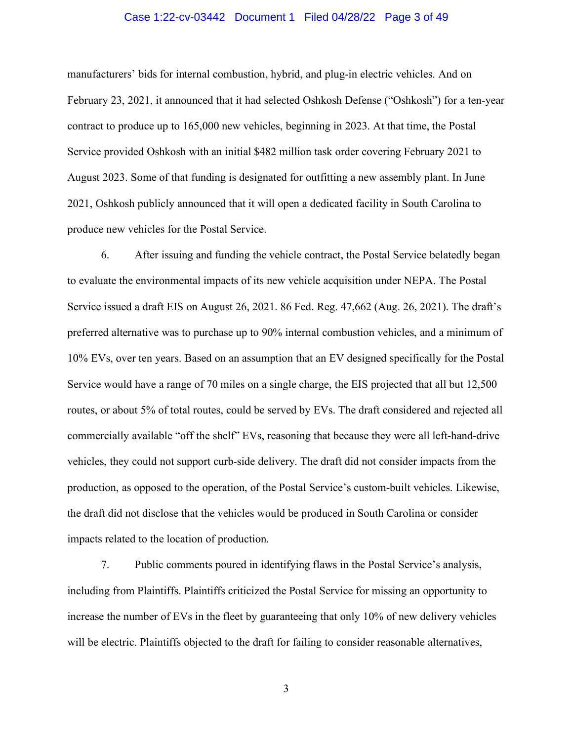manufacturers' bids for internal combustion, hybrid, and plug-in electric vehicles. And on February 23, 2021, it announced that it had selected Oshkosh Defense ("Oshkosh") for a ten-year contract to produce up to 165,000 new vehicles, beginning in 2023. At that time, the Postal Service provided Oshkosh with an initial $482 million task order covering February 2021 to August 2023. Some of that funding is designated for outfitting a new assembly plant. In June 2021, Oshkosh publicly announced that it will open a dedicated facility in South Carolina to produce new vehicles for the Postal Service.

6. After issuing and funding the vehicle contract, the Postal Service belatedly began to evaluate the environmental impacts of its new vehicle acquisition under NEPA. The Postal Service issued a draft EIS on August 26, 2021. 86 Fed. Reg. 47,662 (Aug. 26, 2021). The draft's preferred alternative was to purchase up to 90% internal combustion vehicles, and a minimum of 10% EVs, over ten years. Based on an assumption that an EV designed specifically for the Postal Service would have a range of 70 miles on a single charge, the EIS projected that all but 12,500 routes, or about 5% of total routes, could be served by EVs. The draft considered and rejected all commercially available "off the shelf" EVs, reasoning that because they were all left-hand-drive vehicles, they could not support curb-side delivery. The draft did not consider impacts from the production, as opposed to the operation, of the Postal Service's custom-built vehicles. Likewise, the draft did not disclose that the vehicles would be produced in South Carolina or consider impacts related to the location of production.

7. Public comments poured in identifying flaws in the Postal Service's analysis, including from Plaintiffs. Plaintiffs criticized the Postal Service for missing an opportunity to increase the number of EVs in the fleet by guaranteeing that only 10% of new delivery vehicles will be electric. Plaintiffs objected to the draft for failing to consider reasonable alternatives,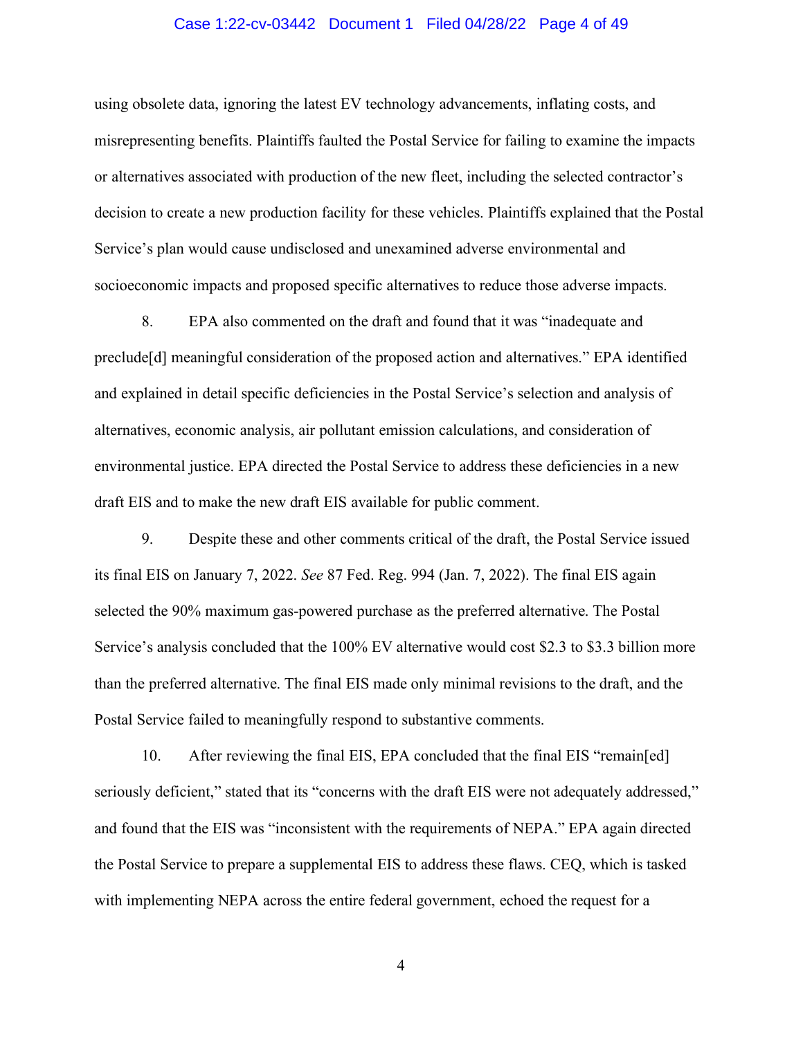using obsolete data, ignoring the latest EV technology advancements, inflating costs, and misrepresenting benefits. Plaintiffs faulted the Postal Service for failing to examine the impacts or alternatives associated with production of the new fleet, including the selected contractor's decision to create a new production facility for these vehicles. Plaintiffs explained that the Postal Service's plan would cause undisclosed and unexamined adverse environmental and socioeconomic impacts and proposed specific alternatives to reduce those adverse impacts.

8. EPA also commented on the draft and found that it was "inadequate and preclude[d] meaningful consideration of the proposed action and alternatives." EPA identified and explained in detail specific deficiencies in the Postal Service's selection and analysis of alternatives, economic analysis, air pollutant emission calculations, and consideration of environmental justice. EPA directed the Postal Service to address these deficiencies in a new draft EIS and to make the new draft EIS available for public comment.

9. Despite these and other comments critical of the draft, the Postal Service issued its final EIS on January 7, 2022. *See* 87 Fed. Reg. 994 (Jan. 7, 2022). The final EIS again selected the 90% maximum gas-powered purchase as the preferred alternative. The Postal Service's analysis concluded that the 100% EV alternative would cost $2.3 to $3.3 billion more than the preferred alternative. The final EIS made only minimal revisions to the draft, and the Postal Service failed to meaningfully respond to substantive comments.

10. After reviewing the final EIS, EPA concluded that the final EIS "remain[ed] seriously deficient," stated that its "concerns with the draft EIS were not adequately addressed," and found that the EIS was "inconsistent with the requirements of NEPA." EPA again directed the Postal Service to prepare a supplemental EIS to address these flaws. CEQ, which is tasked with implementing NEPA across the entire federal government, echoed the request for a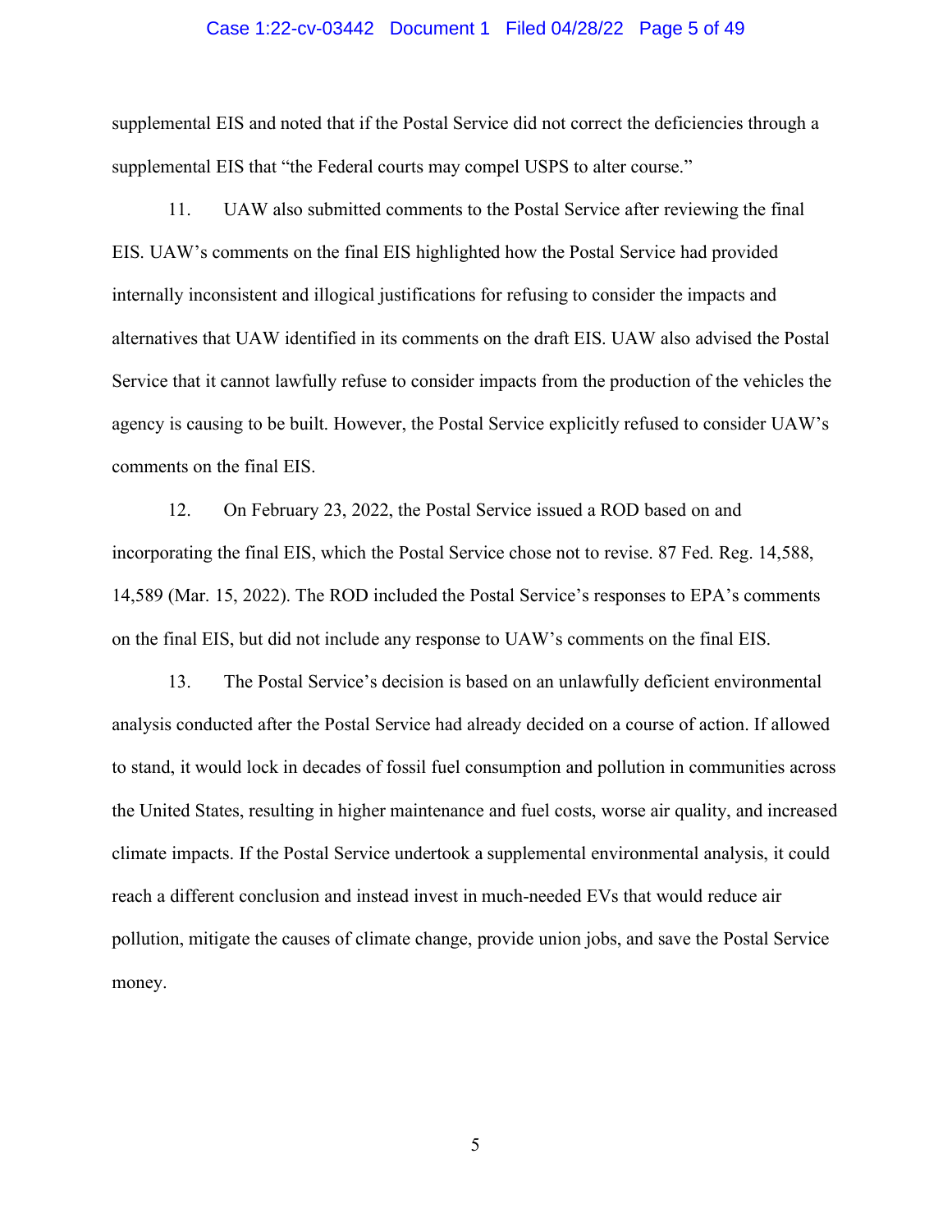supplemental EIS and noted that if the Postal Service did not correct the deficiencies through a supplemental EIS that "the Federal courts may compel USPS to alter course."

11. UAW also submitted comments to the Postal Service after reviewing the final EIS. UAW's comments on the final EIS highlighted how the Postal Service had provided internally inconsistent and illogical justifications for refusing to consider the impacts and alternatives that UAW identified in its comments on the draft EIS. UAW also advised the Postal Service that it cannot lawfully refuse to consider impacts from the production of the vehicles the agency is causing to be built. However, the Postal Service explicitly refused to consider UAW's comments on the final EIS.

12. On February 23, 2022, the Postal Service issued a ROD based on and incorporating the final EIS, which the Postal Service chose not to revise. 87 Fed. Reg. 14,588, 14,589 (Mar. 15, 2022). The ROD included the Postal Service's responses to EPA's comments on the final EIS, but did not include any response to UAW's comments on the final EIS.

13. The Postal Service's decision is based on an unlawfully deficient environmental analysis conducted after the Postal Service had already decided on a course of action. If allowed to stand, it would lock in decades of fossil fuel consumption and pollution in communities across the United States, resulting in higher maintenance and fuel costs, worse air quality, and increased climate impacts. If the Postal Service undertook a supplemental environmental analysis, it could reach a different conclusion and instead invest in much-needed EVs that would reduce air pollution, mitigate the causes of climate change, provide union jobs, and save the Postal Service money.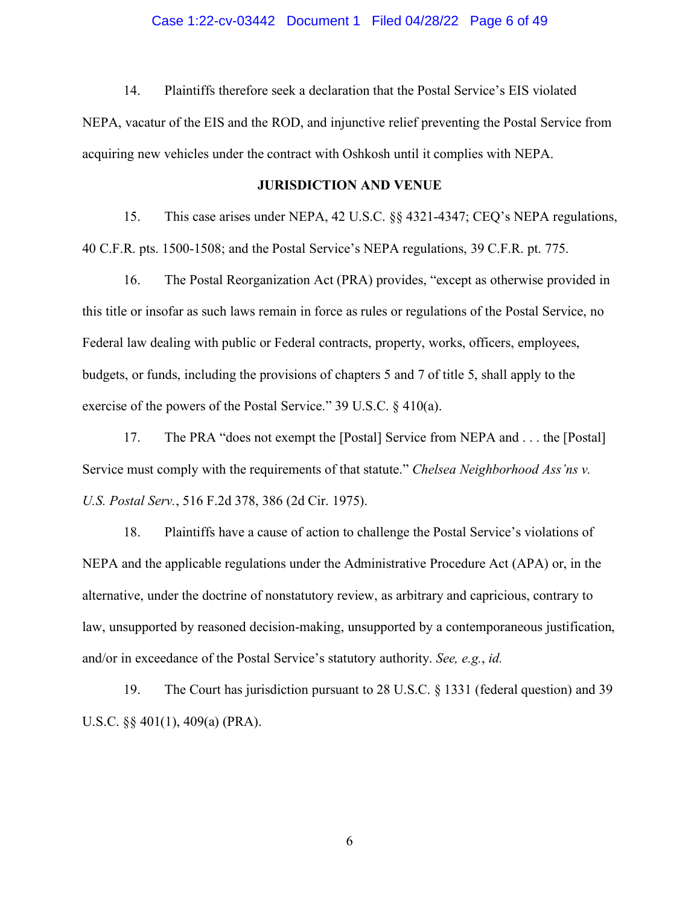14. Plaintiffs therefore seek a declaration that the Postal Service's EIS violated NEPA, vacatur of the EIS and the ROD, and injunctive relief preventing the Postal Service from acquiring new vehicles under the contract with Oshkosh until it complies with NEPA.

## JURISDICTION AND VENUE

15. This case arises under NEPA, 42 U.S.C. §§ 4321-4347; CEQ's NEPA regulations, 40 C.F.R. pts. 1500-1508; and the Postal Service's NEPA regulations, 39 C.F.R. pt. 775.

16. The Postal Reorganization Act (PRA) provides, "except as otherwise provided in this title or insofar as such laws remain in force as rules or regulations of the Postal Service, no Federal law dealing with public or Federal contracts, property, works, officers, employees, budgets, or funds, including the provisions of chapters 5 and 7 of title 5, shall apply to the exercise of the powers of the Postal Service." 39 U.S.C. § 410(a).

17. The PRA "does not exempt the [Postal] Service from NEPA and . . . the [Postal] Service must comply with the requirements of that statute." *Chelsea Neighborhood Ass'ns v. U.S. Postal Serv.*, 516 F.2d 378, 386 (2d Cir. 1975).

18. Plaintiffs have a cause of action to challenge the Postal Service's violations of NEPA and the applicable regulations under the Administrative Procedure Act (APA) or, in the alternative, under the doctrine of nonstatutory review, as arbitrary and capricious, contrary to law, unsupported by reasoned decision-making, unsupported by a contemporaneous justification, and/or in exceedance of the Postal Service's statutory authority. *See, e.g.*, *id.*

19. The Court has jurisdiction pursuant to 28 U.S.C. § 1331 (federal question) and 39 U.S.C. §§ 401(1), 409(a) (PRA).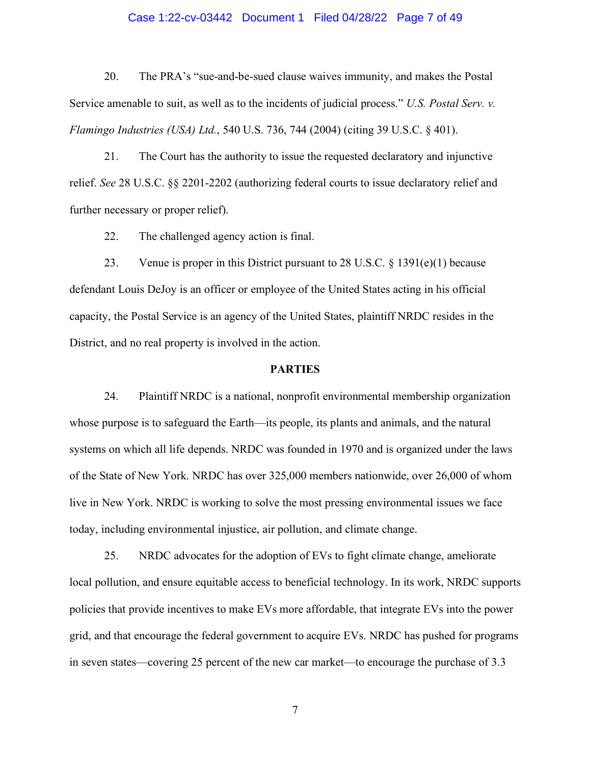20. The PRA's "sue-and-be-sued clause waives immunity, and makes the Postal Service amenable to suit, as well as to the incidents of judicial process." *U.S. Postal Serv. v. Flamingo Industries (USA) Ltd.*, 540 U.S. 736, 744 (2004) (citing 39 U.S.C. § 401).

21. The Court has the authority to issue the requested declaratory and injunctive relief. *See* 28 U.S.C. §§ 2201-2202 (authorizing federal courts to issue declaratory relief and further necessary or proper relief).

22. The challenged agency action is final.

23. Venue is proper in this District pursuant to 28 U.S.C. § 1391(e)(1) because defendant Louis DeJoy is an officer or employee of the United States acting in his official capacity, the Postal Service is an agency of the United States, plaintiff NRDC resides in the District, and no real property is involved in the action.

## PARTIES

24. Plaintiff NRDC is a national, nonprofit environmental membership organization whose purpose is to safeguard the Earth—its people, its plants and animals, and the natural systems on which all life depends. NRDC was founded in 1970 and is organized under the laws of the State of New York. NRDC has over 325,000 members nationwide, over 26,000 of whom live in New York. NRDC is working to solve the most pressing environmental issues we face today, including environmental injustice, air pollution, and climate change.

25. NRDC advocates for the adoption of EVs to fight climate change, ameliorate local pollution, and ensure equitable access to beneficial technology. In its work, NRDC supports policies that provide incentives to make EVs more affordable, that integrate EVs into the power grid, and that encourage the federal government to acquire EVs. NRDC has pushed for programs in seven states—covering 25 percent of the new car market—to encourage the purchase of 3.3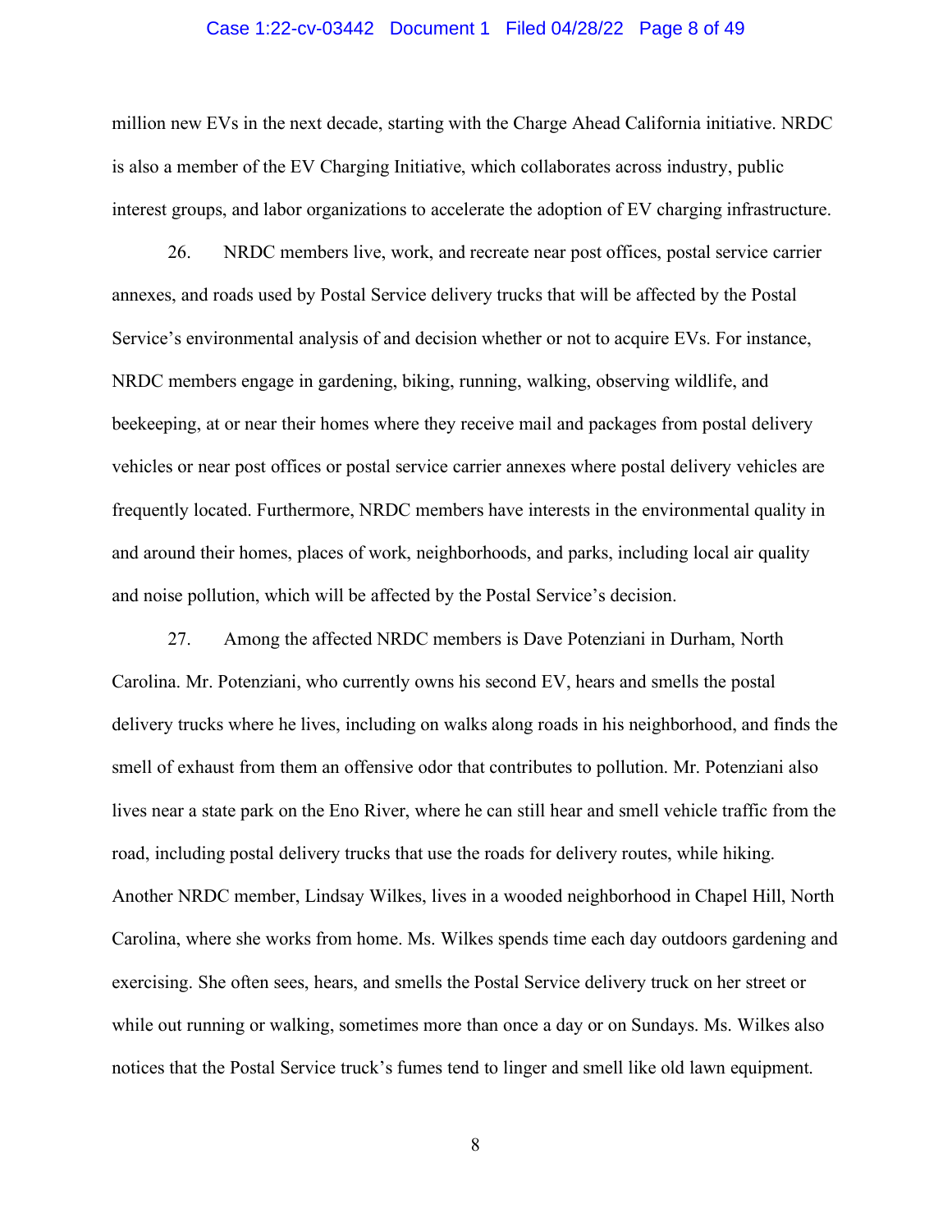million new EVs in the next decade, starting with the Charge Ahead California initiative. NRDC is also a member of the EV Charging Initiative, which collaborates across industry, public interest groups, and labor organizations to accelerate the adoption of EV charging infrastructure.

26. NRDC members live, work, and recreate near post offices, postal service carrier annexes, and roads used by Postal Service delivery trucks that will be affected by the Postal Service's environmental analysis of and decision whether or not to acquire EVs. For instance, NRDC members engage in gardening, biking, running, walking, observing wildlife, and beekeeping, at or near their homes where they receive mail and packages from postal delivery vehicles or near post offices or postal service carrier annexes where postal delivery vehicles are frequently located. Furthermore, NRDC members have interests in the environmental quality in and around their homes, places of work, neighborhoods, and parks, including local air quality and noise pollution, which will be affected by the Postal Service's decision.

27. Among the affected NRDC members is Dave Potenziani in Durham, North Carolina. Mr. Potenziani, who currently owns his second EV, hears and smells the postal delivery trucks where he lives, including on walks along roads in his neighborhood, and finds the smell of exhaust from them an offensive odor that contributes to pollution. Mr. Potenziani also lives near a state park on the Eno River, where he can still hear and smell vehicle traffic from the road, including postal delivery trucks that use the roads for delivery routes, while hiking. Another NRDC member, Lindsay Wilkes, lives in a wooded neighborhood in Chapel Hill, North Carolina, where she works from home. Ms. Wilkes spends time each day outdoors gardening and exercising. She often sees, hears, and smells the Postal Service delivery truck on her street or while out running or walking, sometimes more than once a day or on Sundays. Ms. Wilkes also notices that the Postal Service truck's fumes tend to linger and smell like old lawn equipment.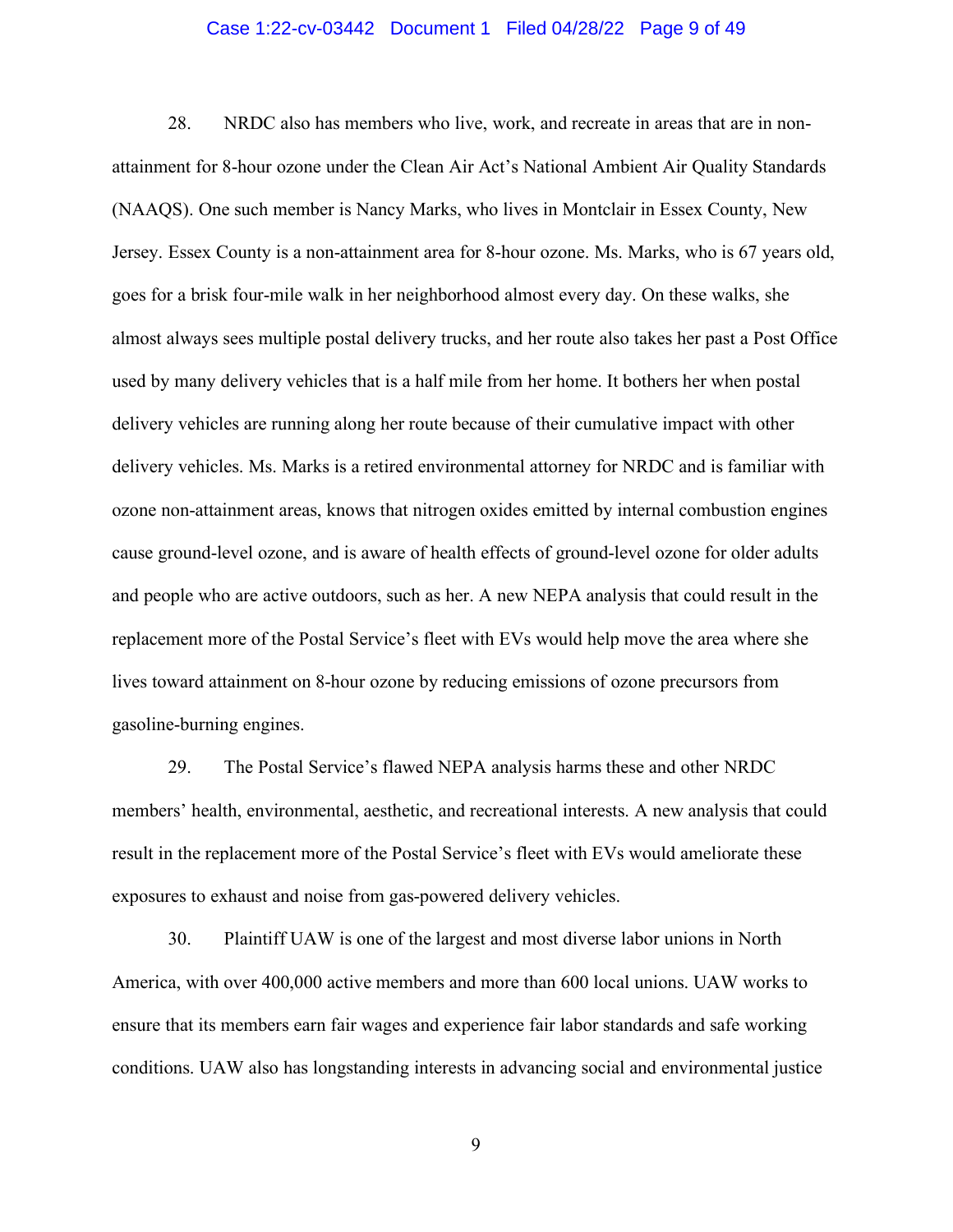28. NRDC also has members who live, work, and recreate in areas that are in non-attainment for 8-hour ozone under the Clean Air Act's National Ambient Air Quality Standards (NAAQS). One such member is Nancy Marks, who lives in Montclair in Essex County, New Jersey. Essex County is a non-attainment area for 8-hour ozone. Ms. Marks, who is 67 years old, goes for a brisk four-mile walk in her neighborhood almost every day. On these walks, she almost always sees multiple postal delivery trucks, and her route also takes her past a Post Office used by many delivery vehicles that is a half mile from her home. It bothers her when postal delivery vehicles are running along her route because of their cumulative impact with other delivery vehicles. Ms. Marks is a retired environmental attorney for NRDC and is familiar with ozone non-attainment areas, knows that nitrogen oxides emitted by internal combustion engines cause ground-level ozone, and is aware of health effects of ground-level ozone for older adults and people who are active outdoors, such as her. A new NEPA analysis that could result in the replacement more of the Postal Service's fleet with EVs would help move the area where she lives toward attainment on 8-hour ozone by reducing emissions of ozone precursors from gasoline-burning engines.

29. The Postal Service's flawed NEPA analysis harms these and other NRDC members' health, environmental, aesthetic, and recreational interests. A new analysis that could result in the replacement more of the Postal Service's fleet with EVs would ameliorate these exposures to exhaust and noise from gas-powered delivery vehicles.

30. Plaintiff UAW is one of the largest and most diverse labor unions in North America, with over 400,000 active members and more than 600 local unions. UAW works to ensure that its members earn fair wages and experience fair labor standards and safe working conditions. UAW also has longstanding interests in advancing social and environmental justice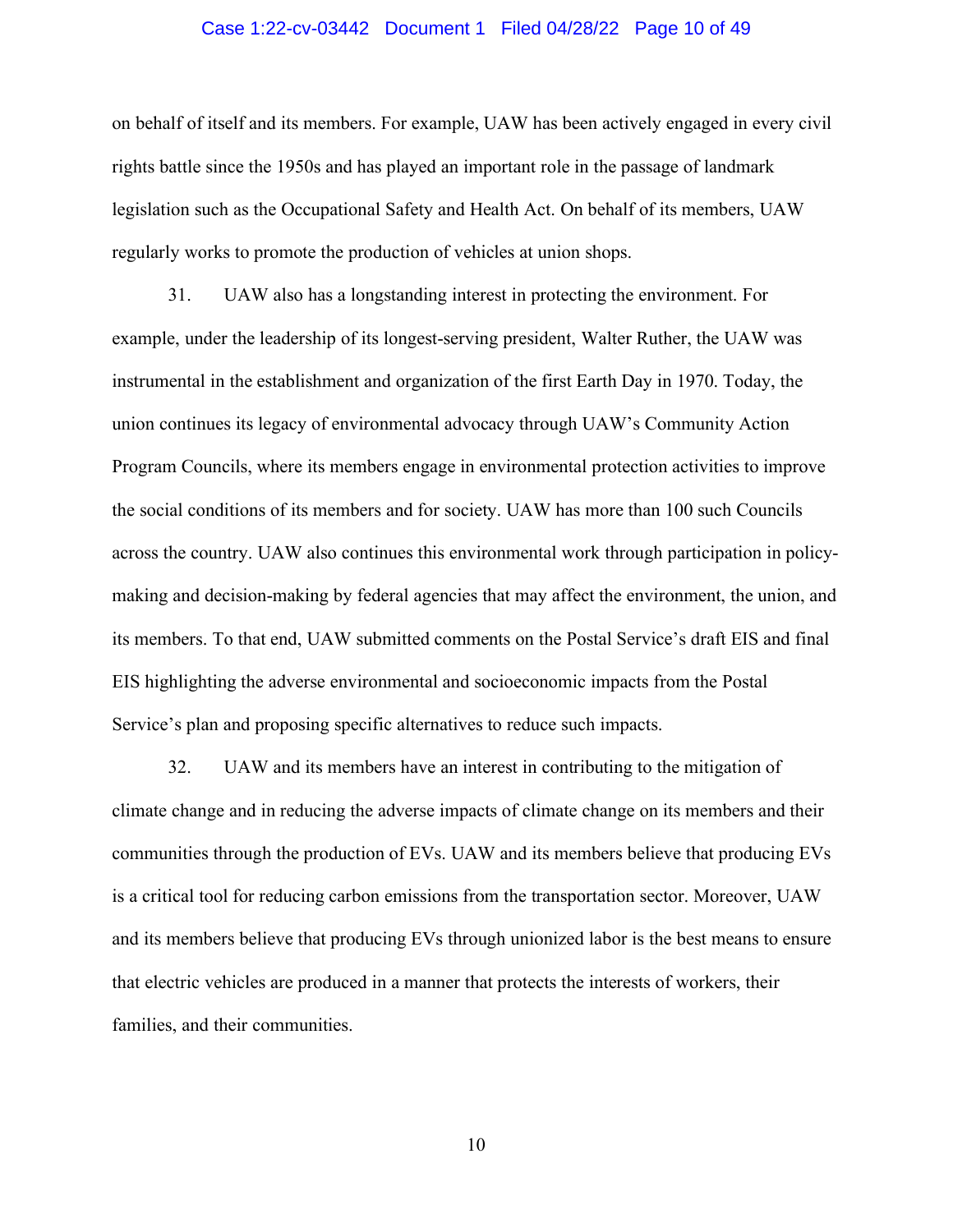on behalf of itself and its members. For example, UAW has been actively engaged in every civil rights battle since the 1950s and has played an important role in the passage of landmark legislation such as the Occupational Safety and Health Act. On behalf of its members, UAW regularly works to promote the production of vehicles at union shops.

31. UAW also has a longstanding interest in protecting the environment. For example, under the leadership of its longest-serving president, Walter Ruther, the UAW was instrumental in the establishment and organization of the first Earth Day in 1970. Today, the union continues its legacy of environmental advocacy through UAW's Community Action Program Councils, where its members engage in environmental protection activities to improve the social conditions of its members and for society. UAW has more than 100 such Councils across the country. UAW also continues this environmental work through participation in policy-making and decision-making by federal agencies that may affect the environment, the union, and its members. To that end, UAW submitted comments on the Postal Service's draft EIS and final EIS highlighting the adverse environmental and socioeconomic impacts from the Postal Service's plan and proposing specific alternatives to reduce such impacts.

32. UAW and its members have an interest in contributing to the mitigation of climate change and in reducing the adverse impacts of climate change on its members and their communities through the production of EVs. UAW and its members believe that producing EVs is a critical tool for reducing carbon emissions from the transportation sector. Moreover, UAW and its members believe that producing EVs through unionized labor is the best means to ensure that electric vehicles are produced in a manner that protects the interests of workers, their families, and their communities.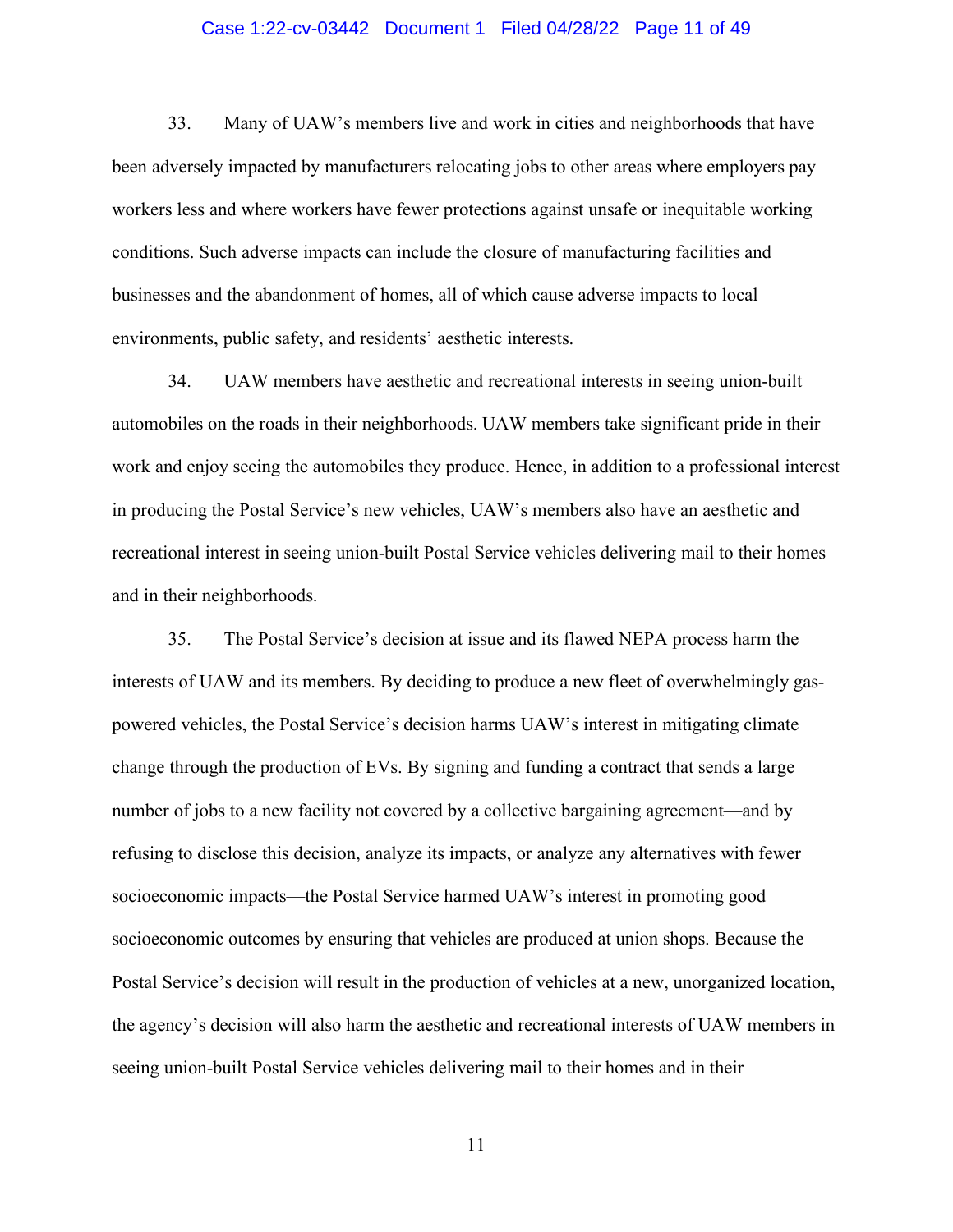33. Many of UAW's members live and work in cities and neighborhoods that have been adversely impacted by manufacturers relocating jobs to other areas where employers pay workers less and where workers have fewer protections against unsafe or inequitable working conditions. Such adverse impacts can include the closure of manufacturing facilities and businesses and the abandonment of homes, all of which cause adverse impacts to local environments, public safety, and residents' aesthetic interests.

34. UAW members have aesthetic and recreational interests in seeing union-built automobiles on the roads in their neighborhoods. UAW members take significant pride in their work and enjoy seeing the automobiles they produce. Hence, in addition to a professional interest in producing the Postal Service's new vehicles, UAW's members also have an aesthetic and recreational interest in seeing union-built Postal Service vehicles delivering mail to their homes and in their neighborhoods.

35. The Postal Service's decision at issue and its flawed NEPA process harm the interests of UAW and its members. By deciding to produce a new fleet of overwhelmingly gas-powered vehicles, the Postal Service's decision harms UAW's interest in mitigating climate change through the production of EVs. By signing and funding a contract that sends a large number of jobs to a new facility not covered by a collective bargaining agreement—and by refusing to disclose this decision, analyze its impacts, or analyze any alternatives with fewer socioeconomic impacts—the Postal Service harmed UAW's interest in promoting good socioeconomic outcomes by ensuring that vehicles are produced at union shops. Because the Postal Service's decision will result in the production of vehicles at a new, unorganized location, the agency's decision will also harm the aesthetic and recreational interests of UAW members in seeing union-built Postal Service vehicles delivering mail to their homes and in their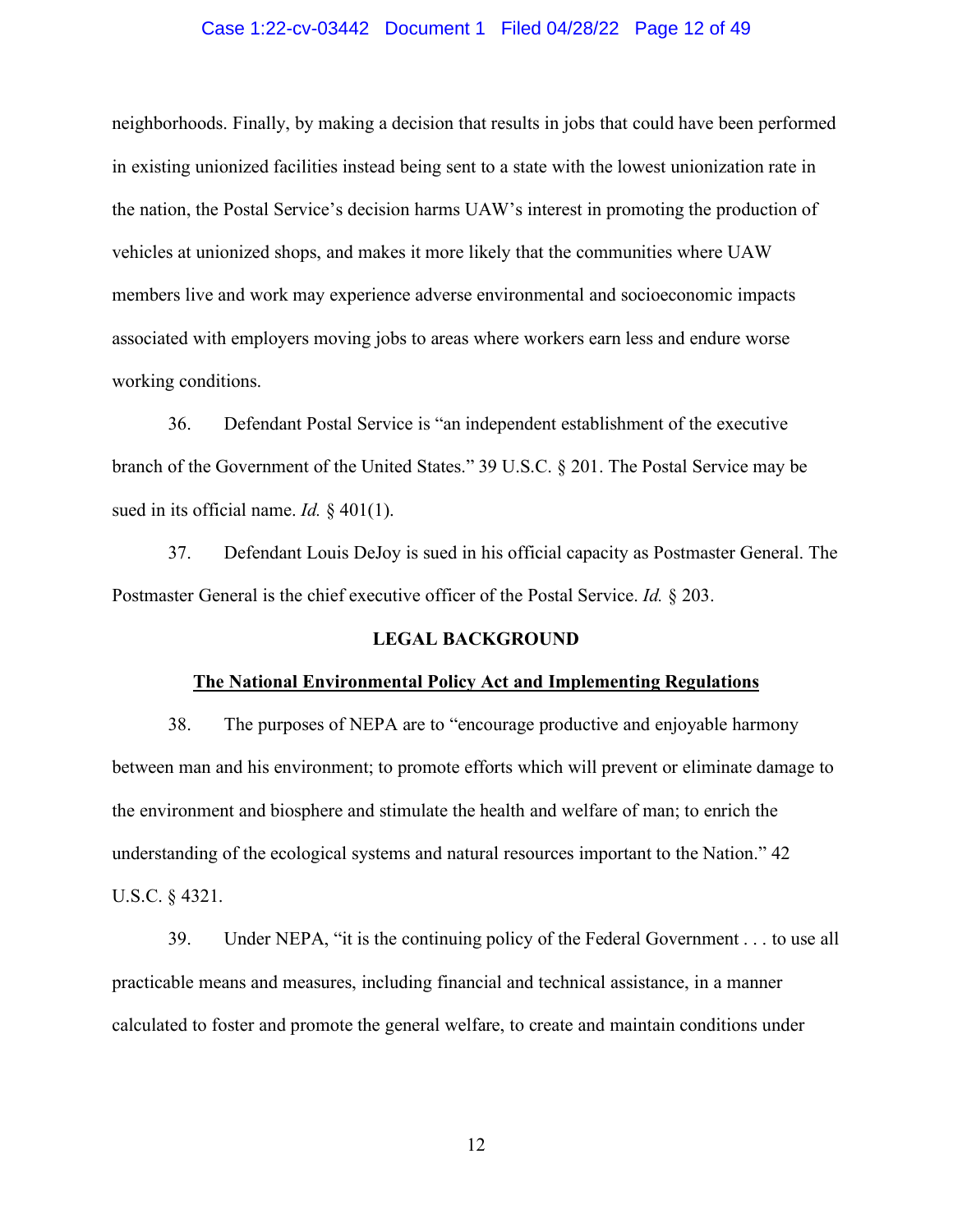neighborhoods. Finally, by making a decision that results in jobs that could have been performed in existing unionized facilities instead being sent to a state with the lowest unionization rate in the nation, the Postal Service's decision harms UAW's interest in promoting the production of vehicles at unionized shops, and makes it more likely that the communities where UAW members live and work may experience adverse environmental and socioeconomic impacts associated with employers moving jobs to areas where workers earn less and endure worse working conditions.

36. Defendant Postal Service is "an independent establishment of the executive branch of the Government of the United States." 39 U.S.C. § 201. The Postal Service may be sued in its official name. *Id.* § 401(1).

37. Defendant Louis DeJoy is sued in his official capacity as Postmaster General. The Postmaster General is the chief executive officer of the Postal Service. *Id.* § 203.

## LEGAL BACKGROUND

### The National Environmental Policy Act and Implementing Regulations

38. The purposes of NEPA are to "encourage productive and enjoyable harmony between man and his environment; to promote efforts which will prevent or eliminate damage to the environment and biosphere and stimulate the health and welfare of man; to enrich the understanding of the ecological systems and natural resources important to the Nation." 42 U.S.C. § 4321.

39. Under NEPA, "it is the continuing policy of the Federal Government . . . to use all practicable means and measures, including financial and technical assistance, in a manner calculated to foster and promote the general welfare, to create and maintain conditions under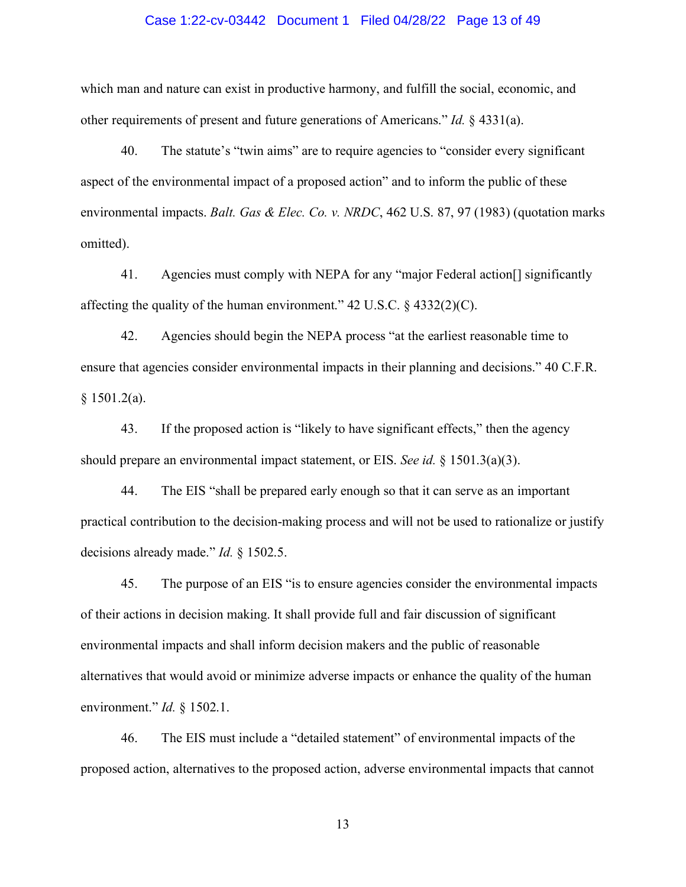which man and nature can exist in productive harmony, and fulfill the social, economic, and other requirements of present and future generations of Americans." *Id.* § 4331(a).

40. The statute's "twin aims" are to require agencies to "consider every significant aspect of the environmental impact of a proposed action" and to inform the public of these environmental impacts. *Balt. Gas & Elec. Co. v. NRDC*, 462 U.S. 87, 97 (1983) (quotation marks omitted).

41. Agencies must comply with NEPA for any "major Federal action[] significantly affecting the quality of the human environment." 42 U.S.C. § 4332(2)(C).

42. Agencies should begin the NEPA process "at the earliest reasonable time to ensure that agencies consider environmental impacts in their planning and decisions." 40 C.F.R. § 1501.2(a).

43. If the proposed action is "likely to have significant effects," then the agency should prepare an environmental impact statement, or EIS. *See id.* § 1501.3(a)(3).

44. The EIS "shall be prepared early enough so that it can serve as an important practical contribution to the decision-making process and will not be used to rationalize or justify decisions already made." *Id.* § 1502.5.

45. The purpose of an EIS "is to ensure agencies consider the environmental impacts of their actions in decision making. It shall provide full and fair discussion of significant environmental impacts and shall inform decision makers and the public of reasonable alternatives that would avoid or minimize adverse impacts or enhance the quality of the human environment." *Id.* § 1502.1.

46. The EIS must include a "detailed statement" of environmental impacts of the proposed action, alternatives to the proposed action, adverse environmental impacts that cannot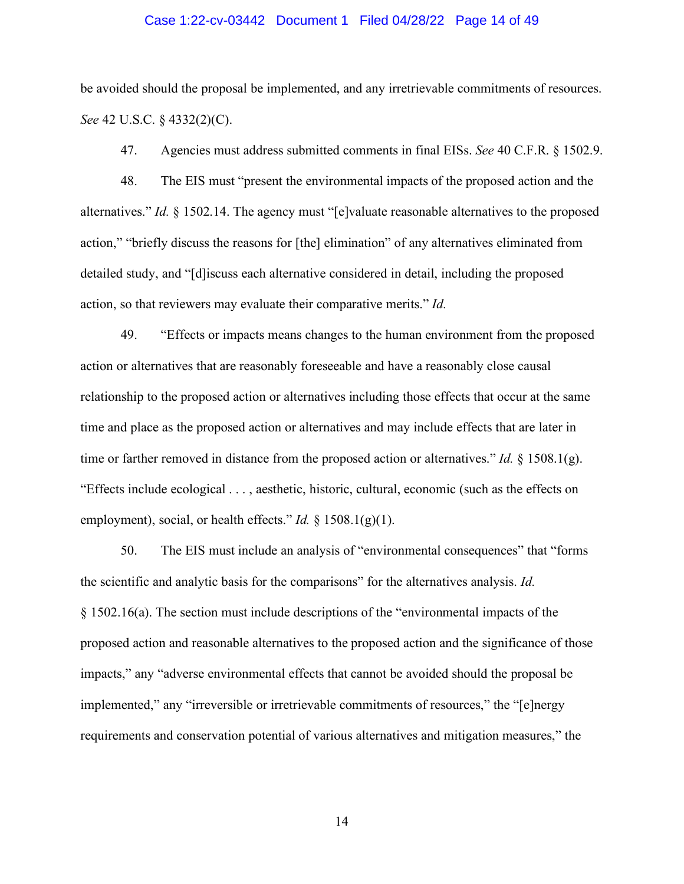be avoided should the proposal be implemented, and any irretrievable commitments of resources. *See* 42 U.S.C. § 4332(2)(C).

47. Agencies must address submitted comments in final EISs. *See* 40 C.F.R. § 1502.9.

48. The EIS must "present the environmental impacts of the proposed action and the alternatives." *Id.* § 1502.14. The agency must "[e]valuate reasonable alternatives to the proposed action," "briefly discuss the reasons for [the] elimination" of any alternatives eliminated from detailed study, and "[d]iscuss each alternative considered in detail, including the proposed action, so that reviewers may evaluate their comparative merits." *Id.*

49. "Effects or impacts means changes to the human environment from the proposed action or alternatives that are reasonably foreseeable and have a reasonably close causal relationship to the proposed action or alternatives including those effects that occur at the same time and place as the proposed action or alternatives and may include effects that are later in time or farther removed in distance from the proposed action or alternatives." *Id.* § 1508.1(g). "Effects include ecological . . . , aesthetic, historic, cultural, economic (such as the effects on employment), social, or health effects." *Id.* § 1508.1(g)(1).

50. The EIS must include an analysis of "environmental consequences" that "forms the scientific and analytic basis for the comparisons" for the alternatives analysis. *Id.* § 1502.16(a). The section must include descriptions of the "environmental impacts of the proposed action and reasonable alternatives to the proposed action and the significance of those impacts," any "adverse environmental effects that cannot be avoided should the proposal be implemented," any "irreversible or irretrievable commitments of resources," the "[e]nergy requirements and conservation potential of various alternatives and mitigation measures," the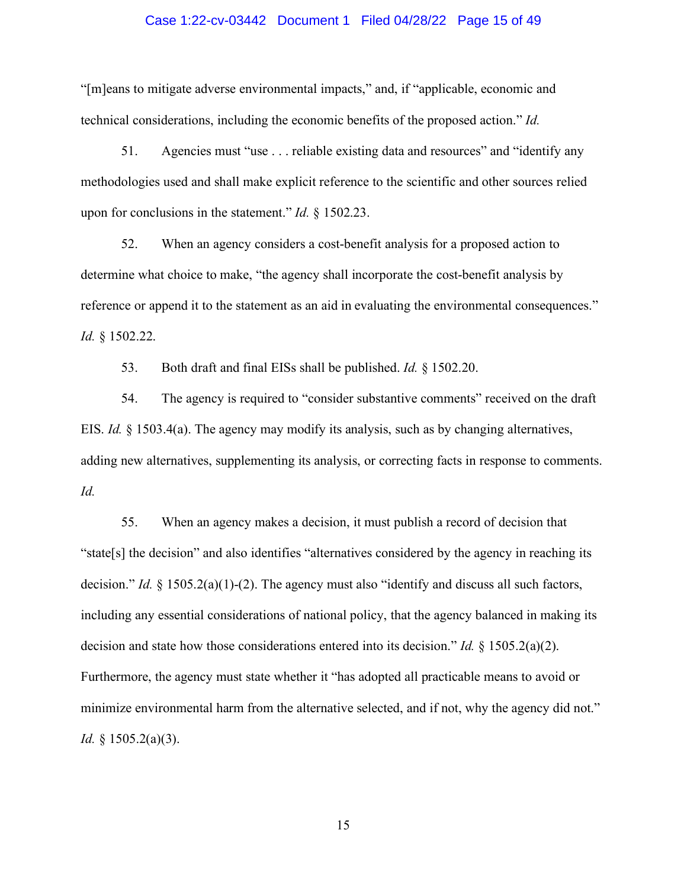"[m]eans to mitigate adverse environmental impacts," and, if "applicable, economic and technical considerations, including the economic benefits of the proposed action." *Id.*

51. Agencies must "use . . . reliable existing data and resources" and "identify any methodologies used and shall make explicit reference to the scientific and other sources relied upon for conclusions in the statement." *Id.* § 1502.23.

52. When an agency considers a cost-benefit analysis for a proposed action to determine what choice to make, "the agency shall incorporate the cost-benefit analysis by reference or append it to the statement as an aid in evaluating the environmental consequences." *Id.* § 1502.22.

53. Both draft and final EISs shall be published. *Id.* § 1502.20.

54. The agency is required to "consider substantive comments" received on the draft EIS. *Id.* § 1503.4(a). The agency may modify its analysis, such as by changing alternatives, adding new alternatives, supplementing its analysis, or correcting facts in response to comments. *Id.*

55. When an agency makes a decision, it must publish a record of decision that "state[s] the decision" and also identifies "alternatives considered by the agency in reaching its decision." *Id.* § 1505.2(a)(1)-(2). The agency must also "identify and discuss all such factors, including any essential considerations of national policy, that the agency balanced in making its decision and state how those considerations entered into its decision." *Id.* § 1505.2(a)(2). Furthermore, the agency must state whether it "has adopted all practicable means to avoid or minimize environmental harm from the alternative selected, and if not, why the agency did not." *Id.* § 1505.2(a)(3).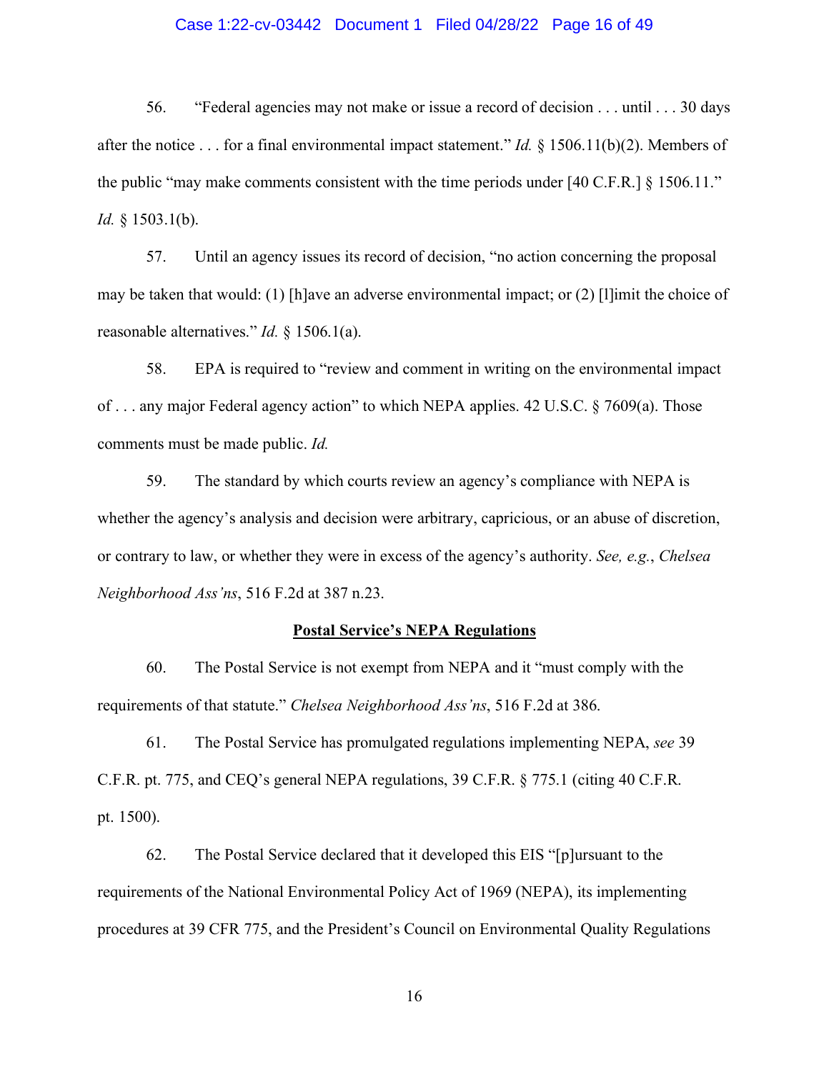56. "Federal agencies may not make or issue a record of decision . . . until . . . 30 days after the notice . . . for a final environmental impact statement." *Id.* § 1506.11(b)(2). Members of the public "may make comments consistent with the time periods under [40 C.F.R.] § 1506.11." *Id.* § 1503.1(b).

57. Until an agency issues its record of decision, "no action concerning the proposal may be taken that would: (1) [h]ave an adverse environmental impact; or (2) [l]imit the choice of reasonable alternatives." *Id.* § 1506.1(a).

58. EPA is required to "review and comment in writing on the environmental impact of . . . any major Federal agency action" to which NEPA applies. 42 U.S.C. § 7609(a). Those comments must be made public. *Id.*

59. The standard by which courts review an agency's compliance with NEPA is whether the agency's analysis and decision were arbitrary, capricious, or an abuse of discretion, or contrary to law, or whether they were in excess of the agency's authority. *See, e.g.*, *Chelsea Neighborhood Ass'ns*, 516 F.2d at 387 n.23.

**<u>Postal Service's NEPA Regulations</u>**

60. The Postal Service is not exempt from NEPA and it "must comply with the requirements of that statute." *Chelsea Neighborhood Ass'ns*, 516 F.2d at 386.

61. The Postal Service has promulgated regulations implementing NEPA, *see* 39 C.F.R. pt. 775, and CEQ's general NEPA regulations, 39 C.F.R. § 775.1 (citing 40 C.F.R. pt. 1500).

62. The Postal Service declared that it developed this EIS "[p]ursuant to the requirements of the National Environmental Policy Act of 1969 (NEPA), its implementing procedures at 39 CFR 775, and the President's Council on Environmental Quality Regulations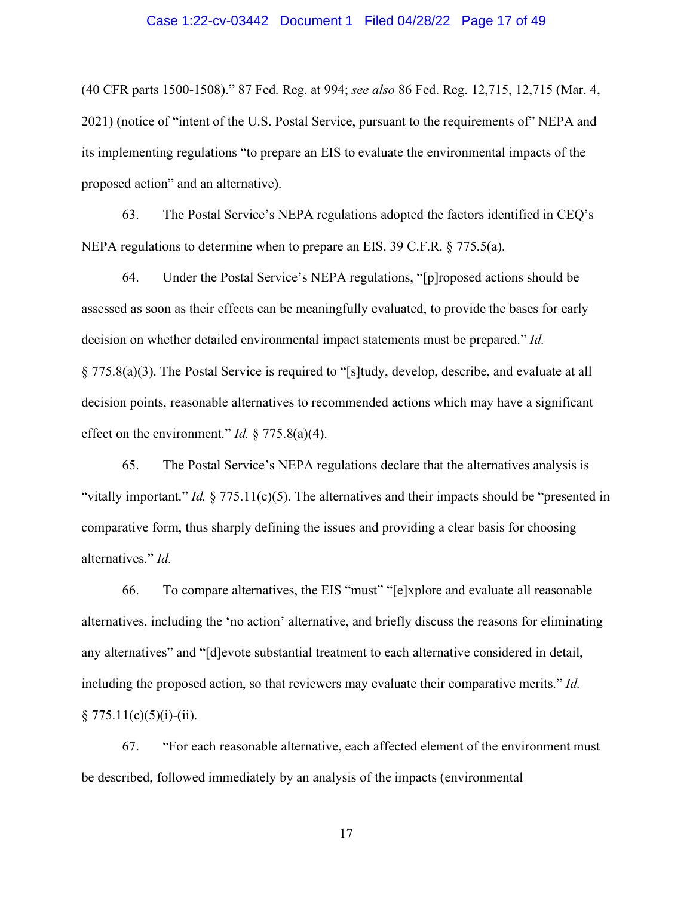(40 CFR parts 1500-1508)." 87 Fed. Reg. at 994; *see also* 86 Fed. Reg. 12,715, 12,715 (Mar. 4, 2021) (notice of "intent of the U.S. Postal Service, pursuant to the requirements of" NEPA and its implementing regulations "to prepare an EIS to evaluate the environmental impacts of the proposed action" and an alternative).

63. The Postal Service's NEPA regulations adopted the factors identified in CEQ's NEPA regulations to determine when to prepare an EIS. 39 C.F.R. § 775.5(a).

64. Under the Postal Service's NEPA regulations, "[p]roposed actions should be assessed as soon as their effects can be meaningfully evaluated, to provide the bases for early decision on whether detailed environmental impact statements must be prepared." *Id.* § 775.8(a)(3). The Postal Service is required to "[s]tudy, develop, describe, and evaluate at all decision points, reasonable alternatives to recommended actions which may have a significant effect on the environment." *Id.* § 775.8(a)(4).

65. The Postal Service's NEPA regulations declare that the alternatives analysis is "vitally important." *Id.* § 775.11(c)(5). The alternatives and their impacts should be "presented in comparative form, thus sharply defining the issues and providing a clear basis for choosing alternatives." *Id.*

66. To compare alternatives, the EIS "must" "[e]xplore and evaluate all reasonable alternatives, including the 'no action' alternative, and briefly discuss the reasons for eliminating any alternatives" and "[d]evote substantial treatment to each alternative considered in detail, including the proposed action, so that reviewers may evaluate their comparative merits." *Id.* § 775.11(c)(5)(i)-(ii).

67. "For each reasonable alternative, each affected element of the environment must be described, followed immediately by an analysis of the impacts (environmental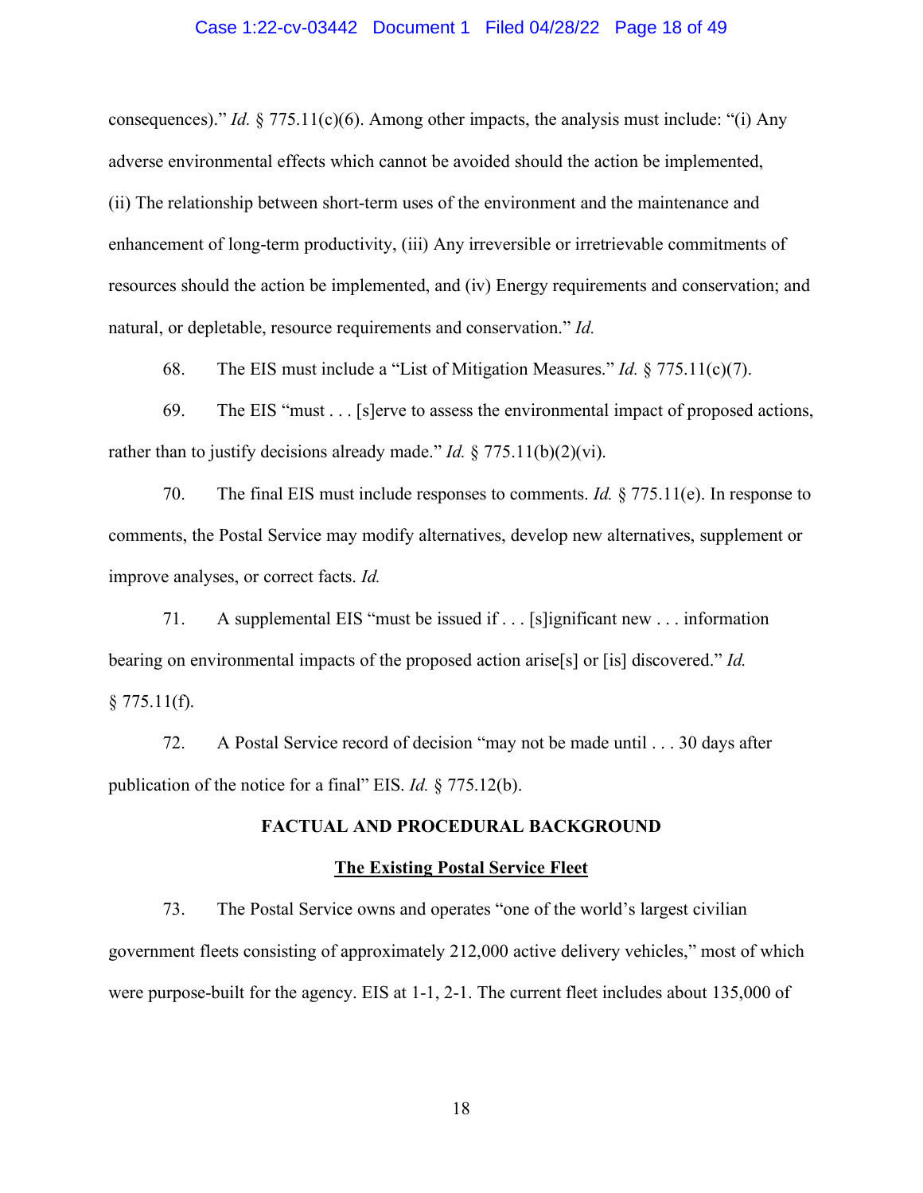consequences)." *Id.* § 775.11(c)(6). Among other impacts, the analysis must include: "(i) Any adverse environmental effects which cannot be avoided should the action be implemented, (ii) The relationship between short-term uses of the environment and the maintenance and enhancement of long-term productivity, (iii) Any irreversible or irretrievable commitments of resources should the action be implemented, and (iv) Energy requirements and conservation; and natural, or depletable, resource requirements and conservation." *Id.*

68. The EIS must include a "List of Mitigation Measures." *Id.* § 775.11(c)(7).

69. The EIS "must . . . [s]erve to assess the environmental impact of proposed actions, rather than to justify decisions already made." *Id.* § 775.11(b)(2)(vi).

70. The final EIS must include responses to comments. *Id.* § 775.11(e). In response to comments, the Postal Service may modify alternatives, develop new alternatives, supplement or improve analyses, or correct facts. *Id.*

71. A supplemental EIS "must be issued if . . . [s]ignificant new . . . information bearing on environmental impacts of the proposed action arise[s] or [is] discovered." *Id.* § 775.11(f).

72. A Postal Service record of decision "may not be made until . . . 30 days after publication of the notice for a final" EIS. *Id.* § 775.12(b).

**FACTUAL AND PROCEDURAL BACKGROUND**

**The Existing Postal Service Fleet**

73. The Postal Service owns and operates "one of the world's largest civilian government fleets consisting of approximately 212,000 active delivery vehicles," most of which were purpose-built for the agency. EIS at 1-1, 2-1. The current fleet includes about 135,000 of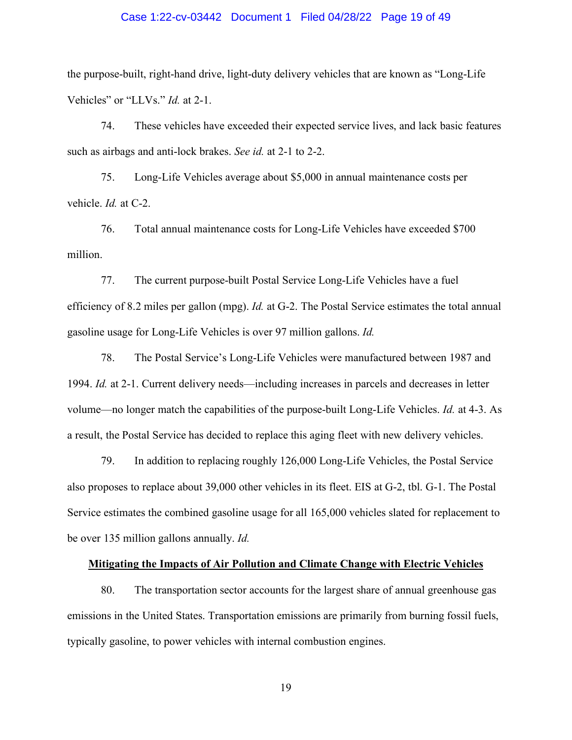the purpose-built, right-hand drive, light-duty delivery vehicles that are known as "Long-Life Vehicles" or "LLVs." *Id.* at 2-1.

74. These vehicles have exceeded their expected service lives, and lack basic features such as airbags and anti-lock brakes. *See id.* at 2-1 to 2-2.

75. Long-Life Vehicles average about $5,000 in annual maintenance costs per vehicle. *Id.* at C-2.

76. Total annual maintenance costs for Long-Life Vehicles have exceeded $700 million.

77. The current purpose-built Postal Service Long-Life Vehicles have a fuel efficiency of 8.2 miles per gallon (mpg). *Id.* at G-2. The Postal Service estimates the total annual gasoline usage for Long-Life Vehicles is over 97 million gallons. *Id.*

78. The Postal Service's Long-Life Vehicles were manufactured between 1987 and 1994. *Id.* at 2-1. Current delivery needs—including increases in parcels and decreases in letter volume—no longer match the capabilities of the purpose-built Long-Life Vehicles. *Id.* at 4-3. As a result, the Postal Service has decided to replace this aging fleet with new delivery vehicles.

79. In addition to replacing roughly 126,000 Long-Life Vehicles, the Postal Service also proposes to replace about 39,000 other vehicles in its fleet. EIS at G-2, tbl. G-1. The Postal Service estimates the combined gasoline usage for all 165,000 vehicles slated for replacement to be over 135 million gallons annually. *Id.*

**<u>Mitigating the Impacts of Air Pollution and Climate Change with Electric Vehicles</u>**

80. The transportation sector accounts for the largest share of annual greenhouse gas emissions in the United States. Transportation emissions are primarily from burning fossil fuels, typically gasoline, to power vehicles with internal combustion engines.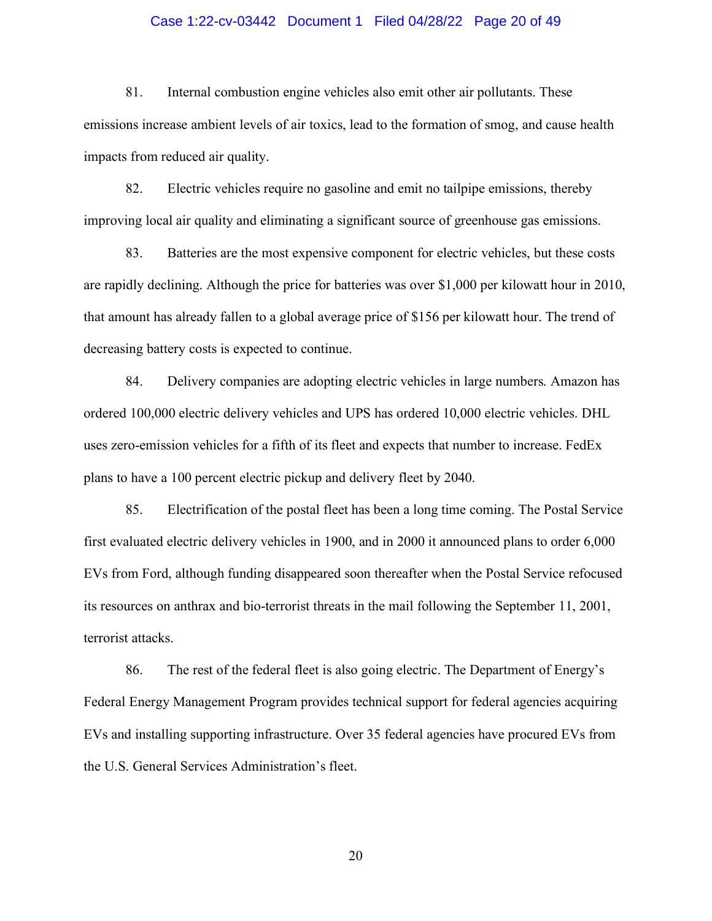81. Internal combustion engine vehicles also emit other air pollutants. These emissions increase ambient levels of air toxics, lead to the formation of smog, and cause health impacts from reduced air quality.

82. Electric vehicles require no gasoline and emit no tailpipe emissions, thereby improving local air quality and eliminating a significant source of greenhouse gas emissions.

83. Batteries are the most expensive component for electric vehicles, but these costs are rapidly declining. Although the price for batteries was over $1,000 per kilowatt hour in 2010, that amount has already fallen to a global average price of $156 per kilowatt hour. The trend of decreasing battery costs is expected to continue.

84. Delivery companies are adopting electric vehicles in large numbers. Amazon has ordered 100,000 electric delivery vehicles and UPS has ordered 10,000 electric vehicles. DHL uses zero-emission vehicles for a fifth of its fleet and expects that number to increase. FedEx plans to have a 100 percent electric pickup and delivery fleet by 2040.

85. Electrification of the postal fleet has been a long time coming. The Postal Service first evaluated electric delivery vehicles in 1900, and in 2000 it announced plans to order 6,000 EVs from Ford, although funding disappeared soon thereafter when the Postal Service refocused its resources on anthrax and bio-terrorist threats in the mail following the September 11, 2001, terrorist attacks.

86. The rest of the federal fleet is also going electric. The Department of Energy's Federal Energy Management Program provides technical support for federal agencies acquiring EVs and installing supporting infrastructure. Over 35 federal agencies have procured EVs from the U.S. General Services Administration's fleet.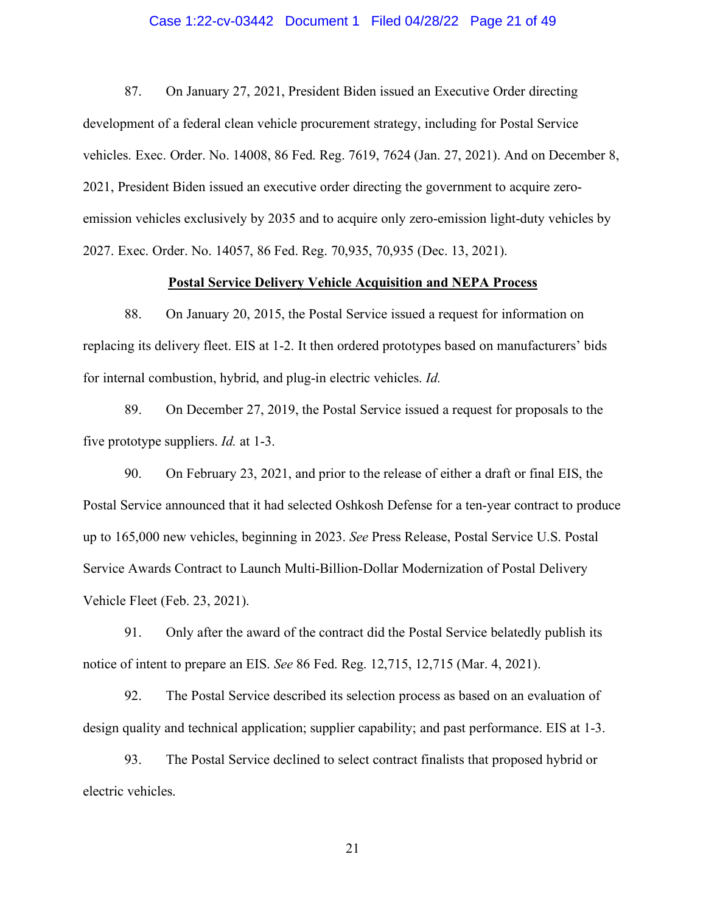87. On January 27, 2021, President Biden issued an Executive Order directing development of a federal clean vehicle procurement strategy, including for Postal Service vehicles. Exec. Order. No. 14008, 86 Fed. Reg. 7619, 7624 (Jan. 27, 2021). And on December 8, 2021, President Biden issued an executive order directing the government to acquire zero-emission vehicles exclusively by 2035 and to acquire only zero-emission light-duty vehicles by 2027. Exec. Order. No. 14057, 86 Fed. Reg. 70,935, 70,935 (Dec. 13, 2021).

<u>**Postal Service Delivery Vehicle Acquisition and NEPA Process**</u>

88. On January 20, 2015, the Postal Service issued a request for information on replacing its delivery fleet. EIS at 1-2. It then ordered prototypes based on manufacturers' bids for internal combustion, hybrid, and plug-in electric vehicles. *Id.*

89. On December 27, 2019, the Postal Service issued a request for proposals to the five prototype suppliers. *Id.* at 1-3.

90. On February 23, 2021, and prior to the release of either a draft or final EIS, the Postal Service announced that it had selected Oshkosh Defense for a ten-year contract to produce up to 165,000 new vehicles, beginning in 2023. *See* Press Release, Postal Service U.S. Postal Service Awards Contract to Launch Multi-Billion-Dollar Modernization of Postal Delivery Vehicle Fleet (Feb. 23, 2021).

91. Only after the award of the contract did the Postal Service belatedly publish its notice of intent to prepare an EIS. *See* 86 Fed. Reg. 12,715, 12,715 (Mar. 4, 2021).

92. The Postal Service described its selection process as based on an evaluation of design quality and technical application; supplier capability; and past performance. EIS at 1-3.

93. The Postal Service declined to select contract finalists that proposed hybrid or electric vehicles.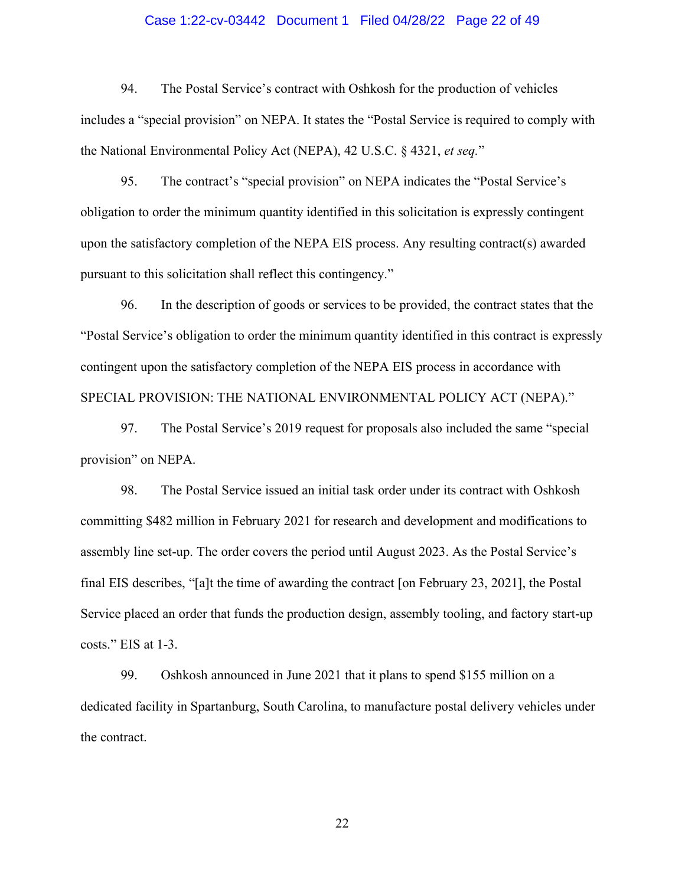94. The Postal Service's contract with Oshkosh for the production of vehicles includes a "special provision" on NEPA. It states the "Postal Service is required to comply with the National Environmental Policy Act (NEPA), 42 U.S.C. § 4321, *et seq.*"

95. The contract's "special provision" on NEPA indicates the "Postal Service's obligation to order the minimum quantity identified in this solicitation is expressly contingent upon the satisfactory completion of the NEPA EIS process. Any resulting contract(s) awarded pursuant to this solicitation shall reflect this contingency."

96. In the description of goods or services to be provided, the contract states that the "Postal Service's obligation to order the minimum quantity identified in this contract is expressly contingent upon the satisfactory completion of the NEPA EIS process in accordance with SPECIAL PROVISION: THE NATIONAL ENVIRONMENTAL POLICY ACT (NEPA)."

97. The Postal Service's 2019 request for proposals also included the same "special provision" on NEPA.

98. The Postal Service issued an initial task order under its contract with Oshkosh committing $482 million in February 2021 for research and development and modifications to assembly line set-up. The order covers the period until August 2023. As the Postal Service's final EIS describes, "[a]t the time of awarding the contract [on February 23, 2021], the Postal Service placed an order that funds the production design, assembly tooling, and factory start-up costs." EIS at 1-3.

99. Oshkosh announced in June 2021 that it plans to spend $155 million on a dedicated facility in Spartanburg, South Carolina, to manufacture postal delivery vehicles under the contract.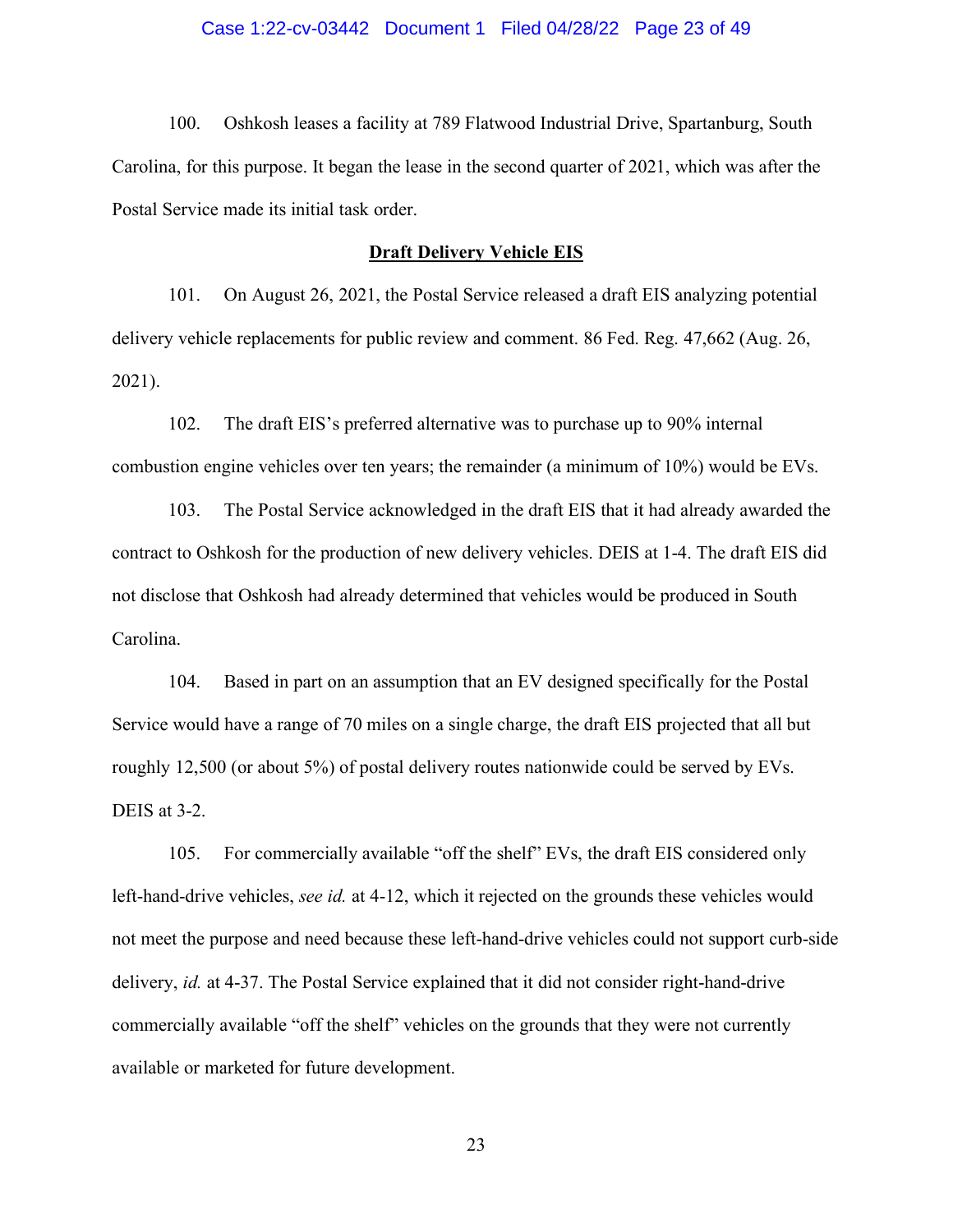100. Oshkosh leases a facility at 789 Flatwood Industrial Drive, Spartanburg, South Carolina, for this purpose. It began the lease in the second quarter of 2021, which was after the Postal Service made its initial task order.

**<u>Draft Delivery Vehicle EIS</u>**

101. On August 26, 2021, the Postal Service released a draft EIS analyzing potential delivery vehicle replacements for public review and comment. 86 Fed. Reg. 47,662 (Aug. 26, 2021).

102. The draft EIS's preferred alternative was to purchase up to 90% internal combustion engine vehicles over ten years; the remainder (a minimum of 10%) would be EVs.

103. The Postal Service acknowledged in the draft EIS that it had already awarded the contract to Oshkosh for the production of new delivery vehicles. DEIS at 1-4. The draft EIS did not disclose that Oshkosh had already determined that vehicles would be produced in South Carolina.

104. Based in part on an assumption that an EV designed specifically for the Postal Service would have a range of 70 miles on a single charge, the draft EIS projected that all but roughly 12,500 (or about 5%) of postal delivery routes nationwide could be served by EVs. DEIS at 3-2.

105. For commercially available "off the shelf" EVs, the draft EIS considered only left-hand-drive vehicles, *see id.* at 4-12, which it rejected on the grounds these vehicles would not meet the purpose and need because these left-hand-drive vehicles could not support curb-side delivery, *id.* at 4-37. The Postal Service explained that it did not consider right-hand-drive commercially available "off the shelf" vehicles on the grounds that they were not currently available or marketed for future development.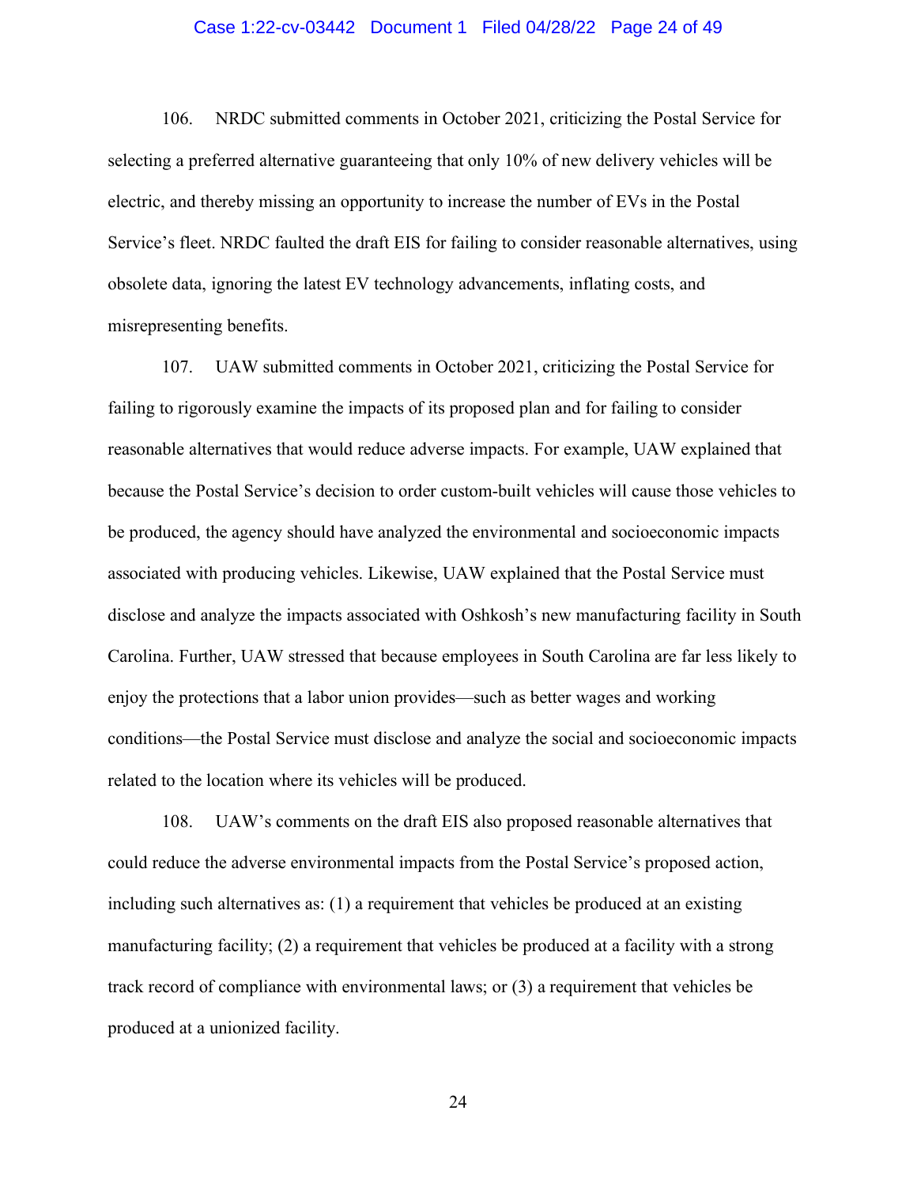106. NRDC submitted comments in October 2021, criticizing the Postal Service for selecting a preferred alternative guaranteeing that only 10% of new delivery vehicles will be electric, and thereby missing an opportunity to increase the number of EVs in the Postal Service's fleet. NRDC faulted the draft EIS for failing to consider reasonable alternatives, using obsolete data, ignoring the latest EV technology advancements, inflating costs, and misrepresenting benefits.

107. UAW submitted comments in October 2021, criticizing the Postal Service for failing to rigorously examine the impacts of its proposed plan and for failing to consider reasonable alternatives that would reduce adverse impacts. For example, UAW explained that because the Postal Service's decision to order custom-built vehicles will cause those vehicles to be produced, the agency should have analyzed the environmental and socioeconomic impacts associated with producing vehicles. Likewise, UAW explained that the Postal Service must disclose and analyze the impacts associated with Oshkosh's new manufacturing facility in South Carolina. Further, UAW stressed that because employees in South Carolina are far less likely to enjoy the protections that a labor union provides—such as better wages and working conditions—the Postal Service must disclose and analyze the social and socioeconomic impacts related to the location where its vehicles will be produced.

108. UAW's comments on the draft EIS also proposed reasonable alternatives that could reduce the adverse environmental impacts from the Postal Service's proposed action, including such alternatives as: (1) a requirement that vehicles be produced at an existing manufacturing facility; (2) a requirement that vehicles be produced at a facility with a strong track record of compliance with environmental laws; or (3) a requirement that vehicles be produced at a unionized facility.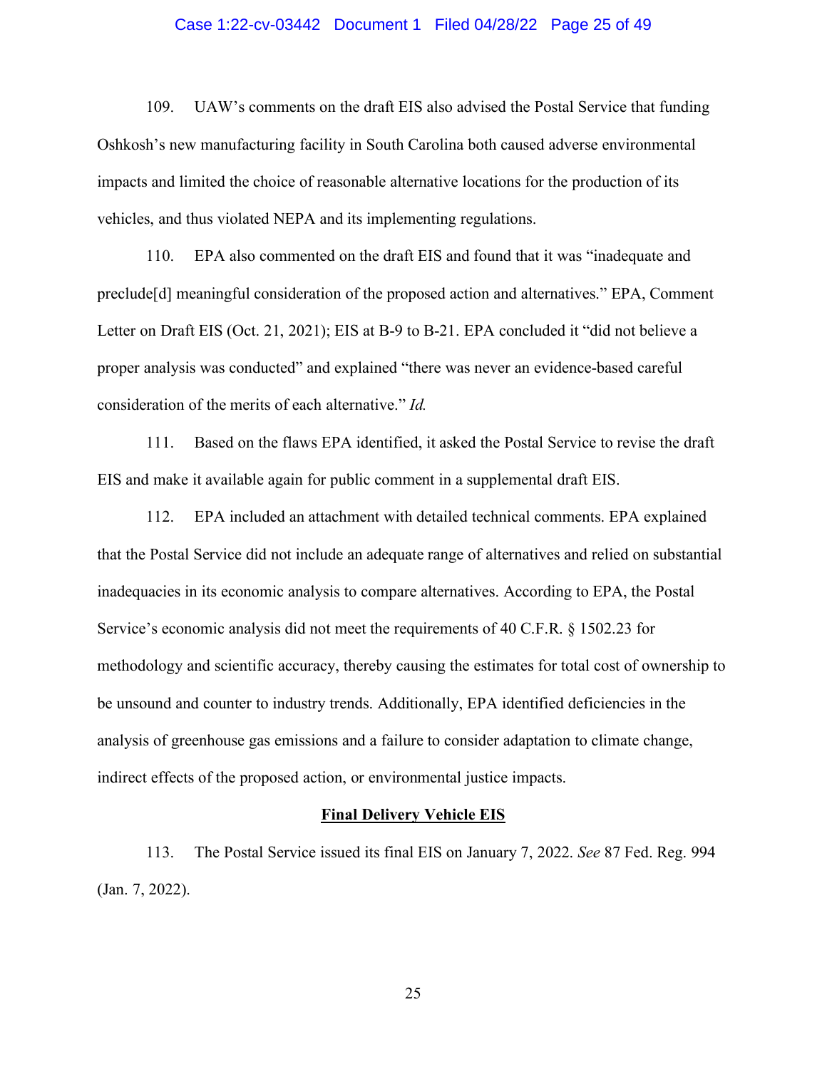109. UAW's comments on the draft EIS also advised the Postal Service that funding Oshkosh's new manufacturing facility in South Carolina both caused adverse environmental impacts and limited the choice of reasonable alternative locations for the production of its vehicles, and thus violated NEPA and its implementing regulations.

110. EPA also commented on the draft EIS and found that it was "inadequate and preclude[d] meaningful consideration of the proposed action and alternatives." EPA, Comment Letter on Draft EIS (Oct. 21, 2021); EIS at B-9 to B-21. EPA concluded it "did not believe a proper analysis was conducted" and explained "there was never an evidence-based careful consideration of the merits of each alternative." *Id.*

111. Based on the flaws EPA identified, it asked the Postal Service to revise the draft EIS and make it available again for public comment in a supplemental draft EIS.

112. EPA included an attachment with detailed technical comments. EPA explained that the Postal Service did not include an adequate range of alternatives and relied on substantial inadequacies in its economic analysis to compare alternatives. According to EPA, the Postal Service's economic analysis did not meet the requirements of 40 C.F.R. § 1502.23 for methodology and scientific accuracy, thereby causing the estimates for total cost of ownership to be unsound and counter to industry trends. Additionally, EPA identified deficiencies in the analysis of greenhouse gas emissions and a failure to consider adaptation to climate change, indirect effects of the proposed action, or environmental justice impacts.

## **Final Delivery Vehicle EIS**

113. The Postal Service issued its final EIS on January 7, 2022. *See* 87 Fed. Reg. 994 (Jan. 7, 2022).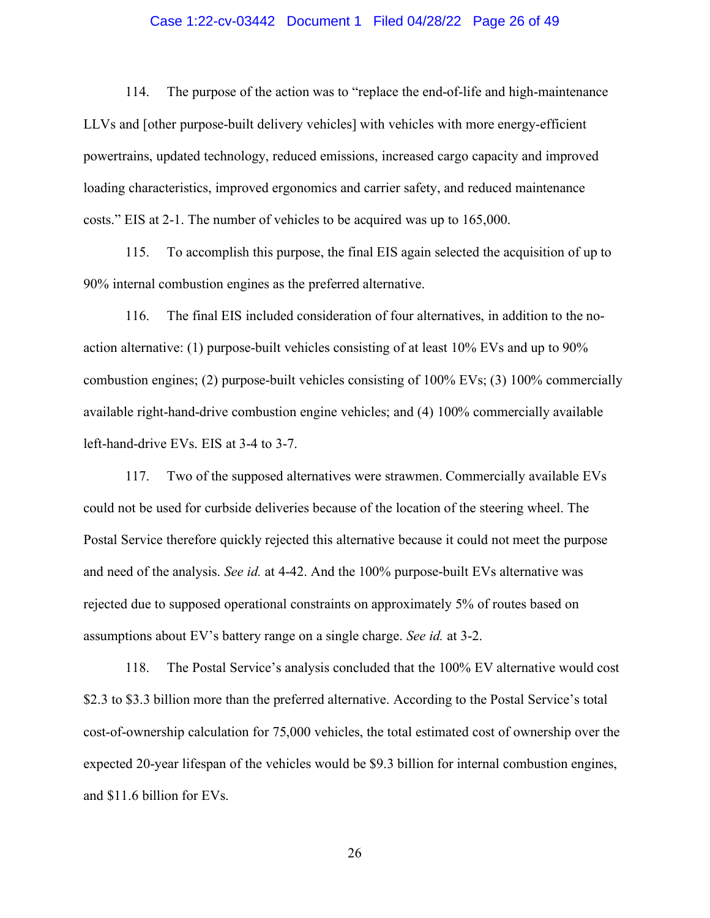114. The purpose of the action was to "replace the end-of-life and high-maintenance LLVs and [other purpose-built delivery vehicles] with vehicles with more energy-efficient powertrains, updated technology, reduced emissions, increased cargo capacity and improved loading characteristics, improved ergonomics and carrier safety, and reduced maintenance costs." EIS at 2-1. The number of vehicles to be acquired was up to 165,000.

115. To accomplish this purpose, the final EIS again selected the acquisition of up to 90% internal combustion engines as the preferred alternative.

116. The final EIS included consideration of four alternatives, in addition to the no-action alternative: (1) purpose-built vehicles consisting of at least 10% EVs and up to 90% combustion engines; (2) purpose-built vehicles consisting of 100% EVs; (3) 100% commercially available right-hand-drive combustion engine vehicles; and (4) 100% commercially available left-hand-drive EVs. EIS at 3-4 to 3-7.

117. Two of the supposed alternatives were strawmen. Commercially available EVs could not be used for curbside deliveries because of the location of the steering wheel. The Postal Service therefore quickly rejected this alternative because it could not meet the purpose and need of the analysis. *See id.* at 4-42. And the 100% purpose-built EVs alternative was rejected due to supposed operational constraints on approximately 5% of routes based on assumptions about EV's battery range on a single charge. *See id.* at 3-2.

118. The Postal Service's analysis concluded that the 100% EV alternative would cost $2.3 to $3.3 billion more than the preferred alternative. According to the Postal Service's total cost-of-ownership calculation for 75,000 vehicles, the total estimated cost of ownership over the expected 20-year lifespan of the vehicles would be $9.3 billion for internal combustion engines, and $11.6 billion for EVs.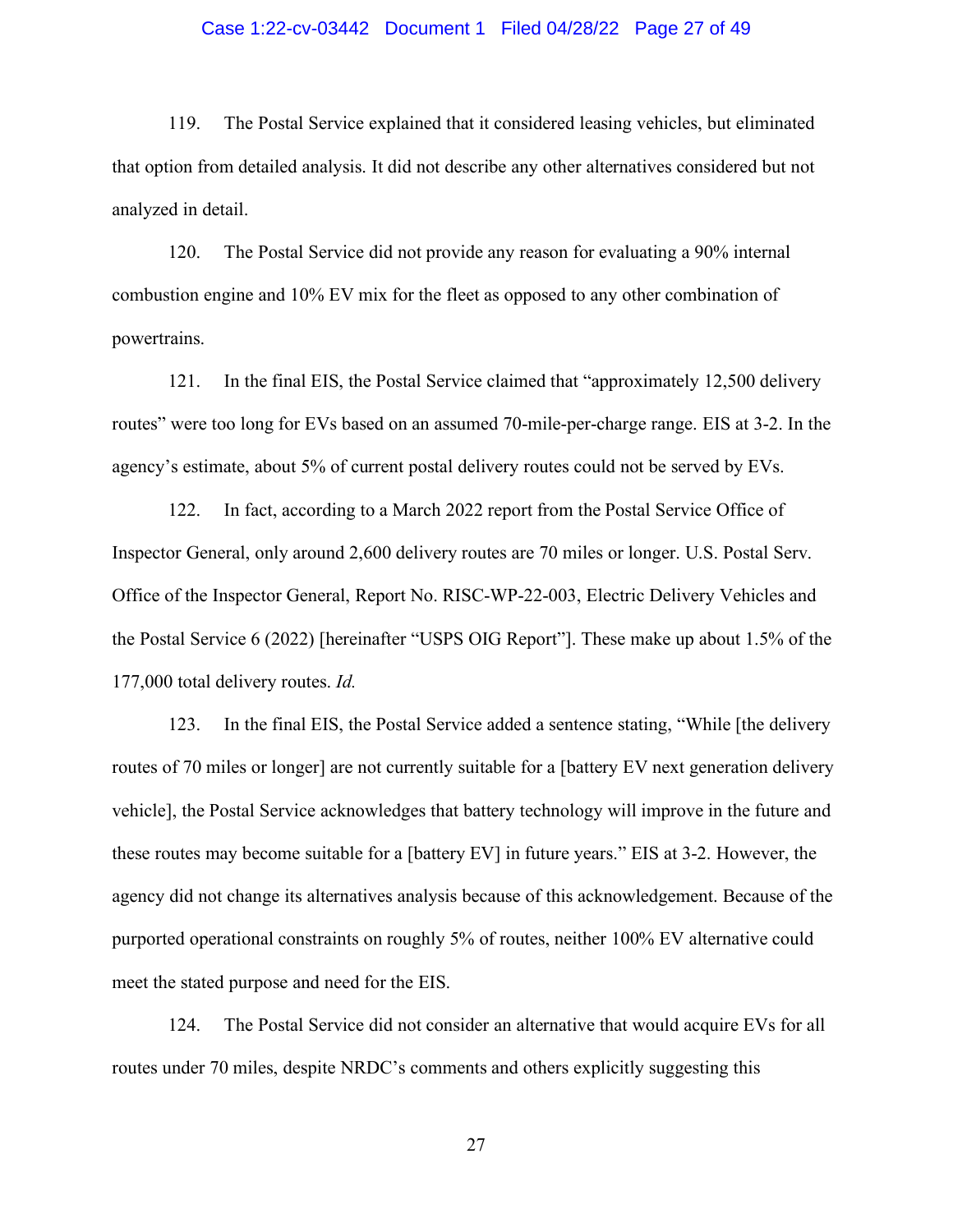119. The Postal Service explained that it considered leasing vehicles, but eliminated that option from detailed analysis. It did not describe any other alternatives considered but not analyzed in detail.

120. The Postal Service did not provide any reason for evaluating a 90% internal combustion engine and 10% EV mix for the fleet as opposed to any other combination of powertrains.

121. In the final EIS, the Postal Service claimed that "approximately 12,500 delivery routes" were too long for EVs based on an assumed 70-mile-per-charge range. EIS at 3-2. In the agency's estimate, about 5% of current postal delivery routes could not be served by EVs.

122. In fact, according to a March 2022 report from the Postal Service Office of Inspector General, only around 2,600 delivery routes are 70 miles or longer. U.S. Postal Serv. Office of the Inspector General, Report No. RISC-WP-22-003, Electric Delivery Vehicles and the Postal Service 6 (2022) [hereinafter "USPS OIG Report"]. These make up about 1.5% of the 177,000 total delivery routes. *Id.*

123. In the final EIS, the Postal Service added a sentence stating, "While [the delivery routes of 70 miles or longer] are not currently suitable for a [battery EV next generation delivery vehicle], the Postal Service acknowledges that battery technology will improve in the future and these routes may become suitable for a [battery EV] in future years." EIS at 3-2. However, the agency did not change its alternatives analysis because of this acknowledgement. Because of the purported operational constraints on roughly 5% of routes, neither 100% EV alternative could meet the stated purpose and need for the EIS.

124. The Postal Service did not consider an alternative that would acquire EVs for all routes under 70 miles, despite NRDC's comments and others explicitly suggesting this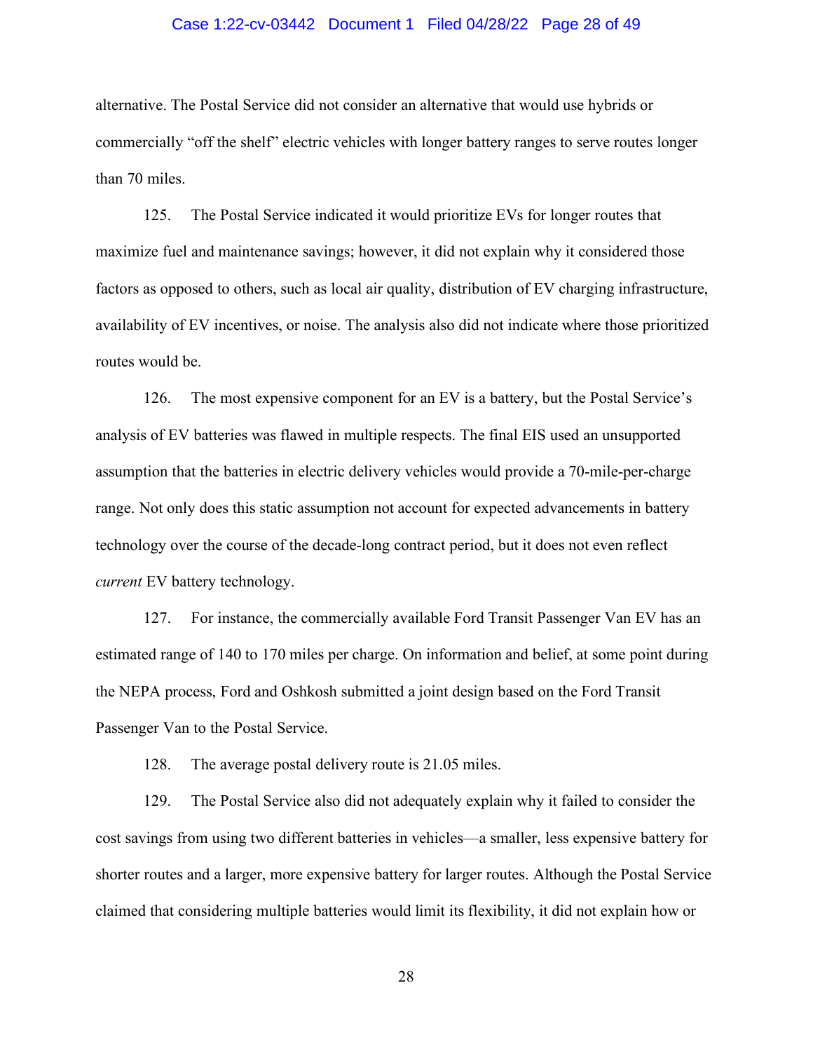alternative. The Postal Service did not consider an alternative that would use hybrids or commercially "off the shelf" electric vehicles with longer battery ranges to serve routes longer than 70 miles.

125. The Postal Service indicated it would prioritize EVs for longer routes that maximize fuel and maintenance savings; however, it did not explain why it considered those factors as opposed to others, such as local air quality, distribution of EV charging infrastructure, availability of EV incentives, or noise. The analysis also did not indicate where those prioritized routes would be.

126. The most expensive component for an EV is a battery, but the Postal Service's analysis of EV batteries was flawed in multiple respects. The final EIS used an unsupported assumption that the batteries in electric delivery vehicles would provide a 70-mile-per-charge range. Not only does this static assumption not account for expected advancements in battery technology over the course of the decade-long contract period, but it does not even reflect *current* EV battery technology.

127. For instance, the commercially available Ford Transit Passenger Van EV has an estimated range of 140 to 170 miles per charge. On information and belief, at some point during the NEPA process, Ford and Oshkosh submitted a joint design based on the Ford Transit Passenger Van to the Postal Service.

128. The average postal delivery route is 21.05 miles.

129. The Postal Service also did not adequately explain why it failed to consider the cost savings from using two different batteries in vehicles—a smaller, less expensive battery for shorter routes and a larger, more expensive battery for larger routes. Although the Postal Service claimed that considering multiple batteries would limit its flexibility, it did not explain how or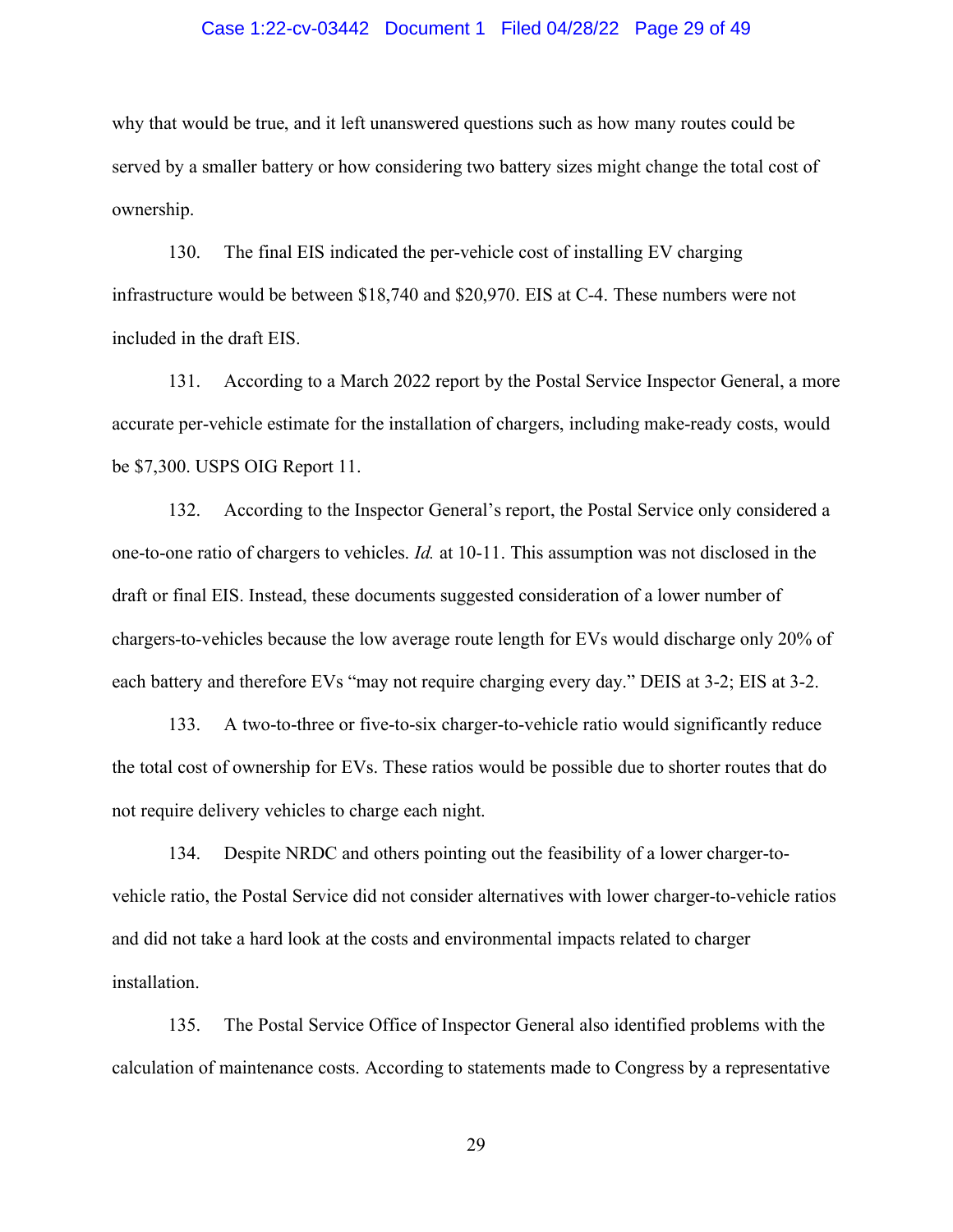why that would be true, and it left unanswered questions such as how many routes could be served by a smaller battery or how considering two battery sizes might change the total cost of ownership.

130. The final EIS indicated the per-vehicle cost of installing EV charging infrastructure would be between $18,740 and $20,970. EIS at C-4. These numbers were not included in the draft EIS.

131. According to a March 2022 report by the Postal Service Inspector General, a more accurate per-vehicle estimate for the installation of chargers, including make-ready costs, would be $7,300. USPS OIG Report 11.

132. According to the Inspector General's report, the Postal Service only considered a one-to-one ratio of chargers to vehicles. *Id.* at 10-11. This assumption was not disclosed in the draft or final EIS. Instead, these documents suggested consideration of a lower number of chargers-to-vehicles because the low average route length for EVs would discharge only 20% of each battery and therefore EVs "may not require charging every day." DEIS at 3-2; EIS at 3-2.

133. A two-to-three or five-to-six charger-to-vehicle ratio would significantly reduce the total cost of ownership for EVs. These ratios would be possible due to shorter routes that do not require delivery vehicles to charge each night.

134. Despite NRDC and others pointing out the feasibility of a lower charger-to-vehicle ratio, the Postal Service did not consider alternatives with lower charger-to-vehicle ratios and did not take a hard look at the costs and environmental impacts related to charger installation.

135. The Postal Service Office of Inspector General also identified problems with the calculation of maintenance costs. According to statements made to Congress by a representative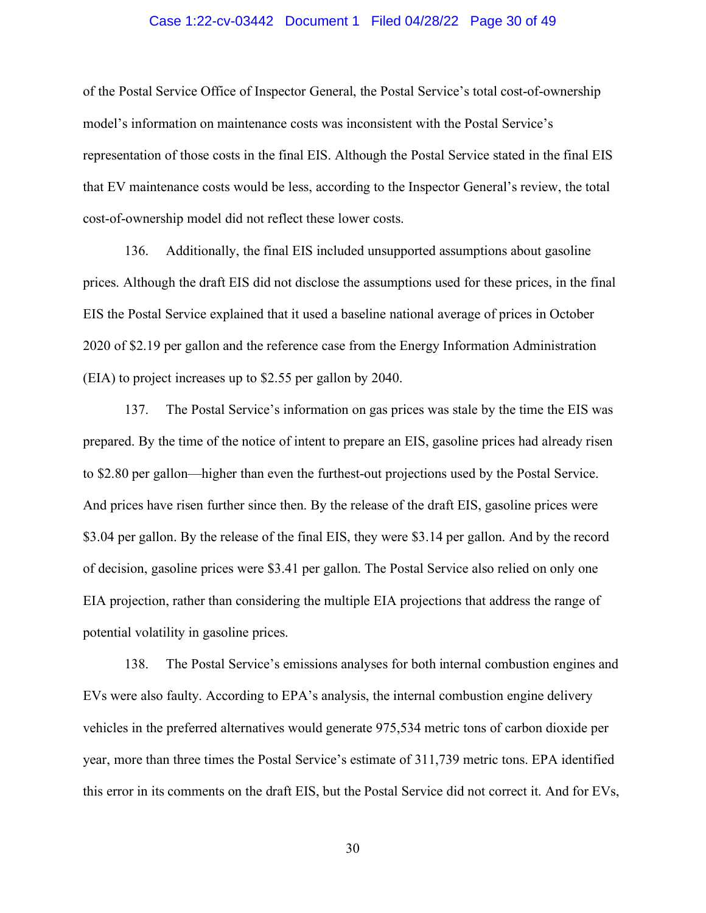of the Postal Service Office of Inspector General, the Postal Service's total cost-of-ownership model's information on maintenance costs was inconsistent with the Postal Service's representation of those costs in the final EIS. Although the Postal Service stated in the final EIS that EV maintenance costs would be less, according to the Inspector General's review, the total cost-of-ownership model did not reflect these lower costs.

136. Additionally, the final EIS included unsupported assumptions about gasoline prices. Although the draft EIS did not disclose the assumptions used for these prices, in the final EIS the Postal Service explained that it used a baseline national average of prices in October 2020 of $2.19 per gallon and the reference case from the Energy Information Administration (EIA) to project increases up to $2.55 per gallon by 2040.

137. The Postal Service's information on gas prices was stale by the time the EIS was prepared. By the time of the notice of intent to prepare an EIS, gasoline prices had already risen to $2.80 per gallon—higher than even the furthest-out projections used by the Postal Service. And prices have risen further since then. By the release of the draft EIS, gasoline prices were $3.04 per gallon. By the release of the final EIS, they were $3.14 per gallon. And by the record of decision, gasoline prices were $3.41 per gallon. The Postal Service also relied on only one EIA projection, rather than considering the multiple EIA projections that address the range of potential volatility in gasoline prices.

138. The Postal Service's emissions analyses for both internal combustion engines and EVs were also faulty. According to EPA's analysis, the internal combustion engine delivery vehicles in the preferred alternatives would generate 975,534 metric tons of carbon dioxide per year, more than three times the Postal Service's estimate of 311,739 metric tons. EPA identified this error in its comments on the draft EIS, but the Postal Service did not correct it. And for EVs,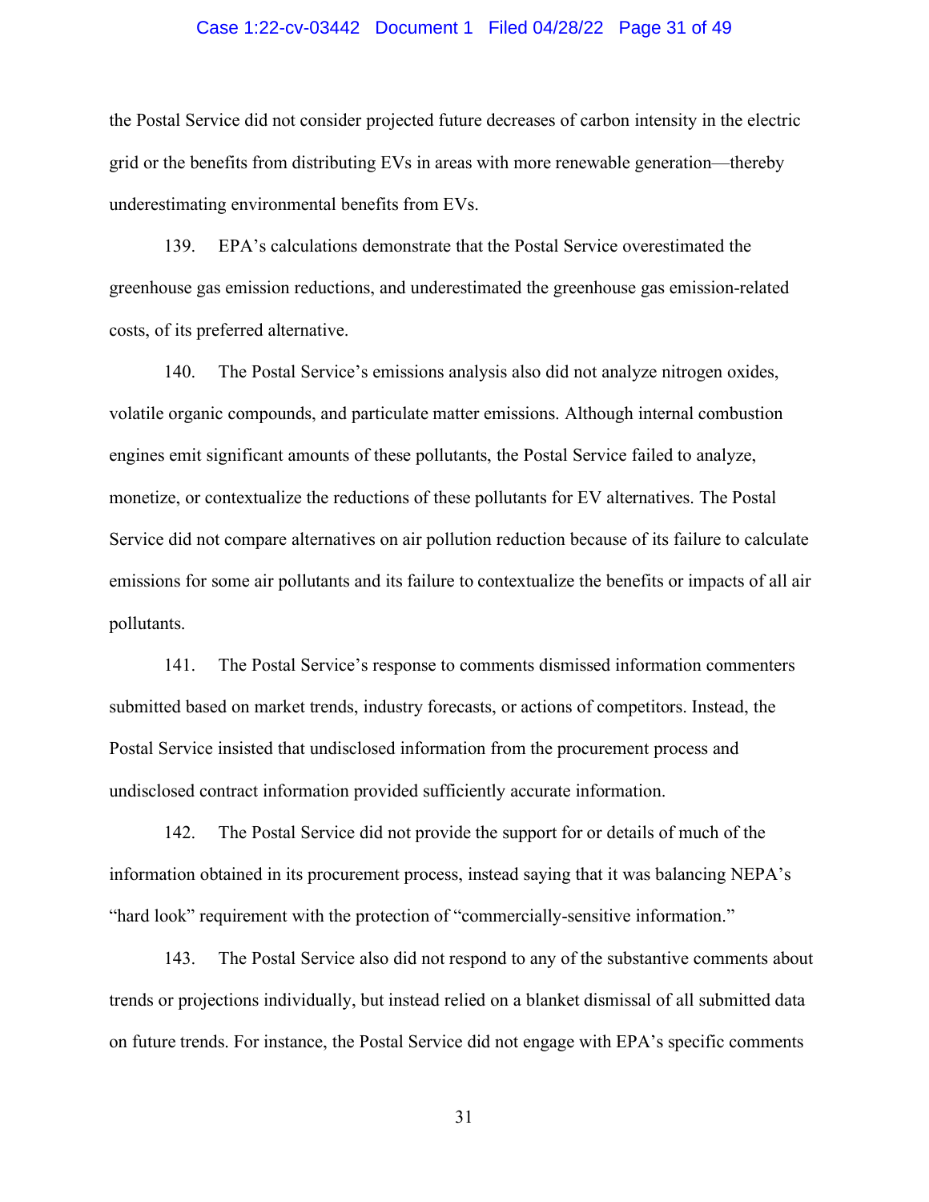the Postal Service did not consider projected future decreases of carbon intensity in the electric grid or the benefits from distributing EVs in areas with more renewable generation—thereby underestimating environmental benefits from EVs.

139. EPA's calculations demonstrate that the Postal Service overestimated the greenhouse gas emission reductions, and underestimated the greenhouse gas emission-related costs, of its preferred alternative.

140. The Postal Service's emissions analysis also did not analyze nitrogen oxides, volatile organic compounds, and particulate matter emissions. Although internal combustion engines emit significant amounts of these pollutants, the Postal Service failed to analyze, monetize, or contextualize the reductions of these pollutants for EV alternatives. The Postal Service did not compare alternatives on air pollution reduction because of its failure to calculate emissions for some air pollutants and its failure to contextualize the benefits or impacts of all air pollutants.

141. The Postal Service's response to comments dismissed information commenters submitted based on market trends, industry forecasts, or actions of competitors. Instead, the Postal Service insisted that undisclosed information from the procurement process and undisclosed contract information provided sufficiently accurate information.

142. The Postal Service did not provide the support for or details of much of the information obtained in its procurement process, instead saying that it was balancing NEPA's "hard look" requirement with the protection of "commercially-sensitive information."

143. The Postal Service also did not respond to any of the substantive comments about trends or projections individually, but instead relied on a blanket dismissal of all submitted data on future trends. For instance, the Postal Service did not engage with EPA's specific comments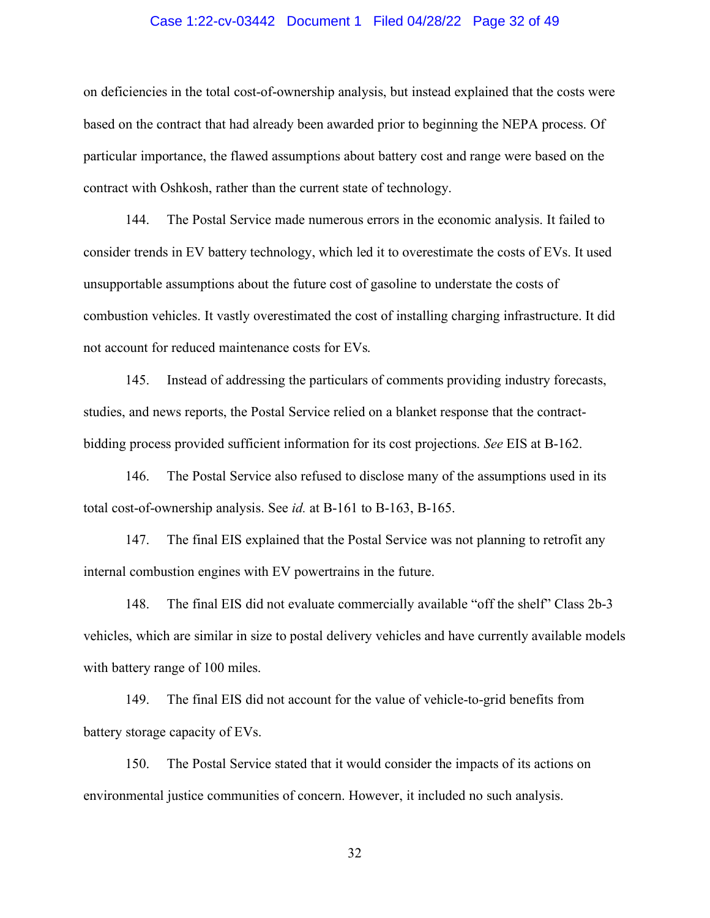on deficiencies in the total cost-of-ownership analysis, but instead explained that the costs were based on the contract that had already been awarded prior to beginning the NEPA process. Of particular importance, the flawed assumptions about battery cost and range were based on the contract with Oshkosh, rather than the current state of technology.

144. The Postal Service made numerous errors in the economic analysis. It failed to consider trends in EV battery technology, which led it to overestimate the costs of EVs. It used unsupportable assumptions about the future cost of gasoline to understate the costs of combustion vehicles. It vastly overestimated the cost of installing charging infrastructure. It did not account for reduced maintenance costs for EVs.

145. Instead of addressing the particulars of comments providing industry forecasts, studies, and news reports, the Postal Service relied on a blanket response that the contract-bidding process provided sufficient information for its cost projections. *See* EIS at B-162.

146. The Postal Service also refused to disclose many of the assumptions used in its total cost-of-ownership analysis. See *id.* at B-161 to B-163, B-165.

147. The final EIS explained that the Postal Service was not planning to retrofit any internal combustion engines with EV powertrains in the future.

148. The final EIS did not evaluate commercially available "off the shelf" Class 2b-3 vehicles, which are similar in size to postal delivery vehicles and have currently available models with battery range of 100 miles.

149. The final EIS did not account for the value of vehicle-to-grid benefits from battery storage capacity of EVs.

150. The Postal Service stated that it would consider the impacts of its actions on environmental justice communities of concern. However, it included no such analysis.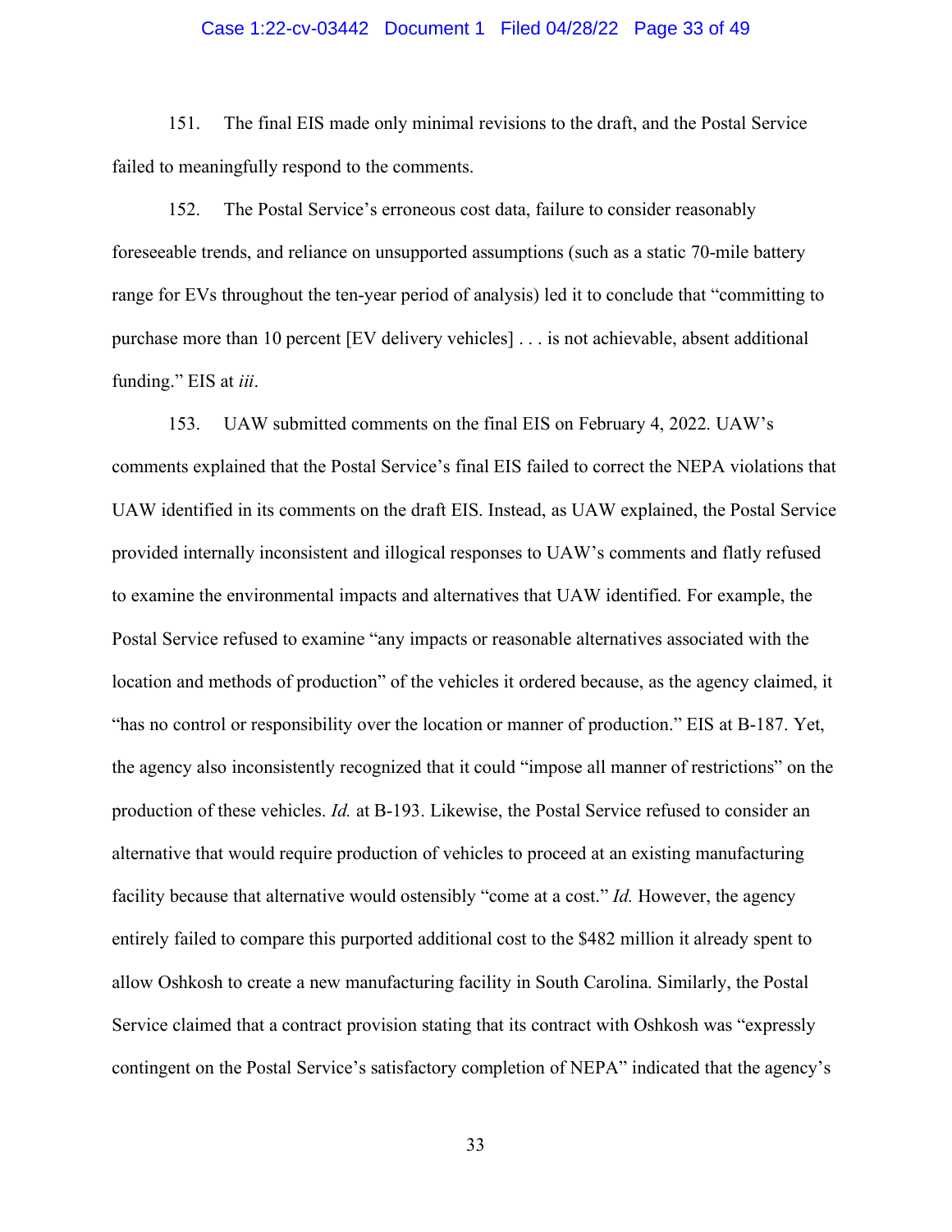151. The final EIS made only minimal revisions to the draft, and the Postal Service failed to meaningfully respond to the comments.

152. The Postal Service's erroneous cost data, failure to consider reasonably foreseeable trends, and reliance on unsupported assumptions (such as a static 70-mile battery range for EVs throughout the ten-year period of analysis) led it to conclude that "committing to purchase more than 10 percent [EV delivery vehicles] . . . is not achievable, absent additional funding." EIS at *iii*.

153. UAW submitted comments on the final EIS on February 4, 2022. UAW's comments explained that the Postal Service's final EIS failed to correct the NEPA violations that UAW identified in its comments on the draft EIS. Instead, as UAW explained, the Postal Service provided internally inconsistent and illogical responses to UAW's comments and flatly refused to examine the environmental impacts and alternatives that UAW identified. For example, the Postal Service refused to examine "any impacts or reasonable alternatives associated with the location and methods of production" of the vehicles it ordered because, as the agency claimed, it "has no control or responsibility over the location or manner of production." EIS at B-187. Yet, the agency also inconsistently recognized that it could "impose all manner of restrictions" on the production of these vehicles. *Id.* at B-193. Likewise, the Postal Service refused to consider an alternative that would require production of vehicles to proceed at an existing manufacturing facility because that alternative would ostensibly "come at a cost." *Id.* However, the agency entirely failed to compare this purported additional cost to the $482 million it already spent to allow Oshkosh to create a new manufacturing facility in South Carolina. Similarly, the Postal Service claimed that a contract provision stating that its contract with Oshkosh was "expressly contingent on the Postal Service's satisfactory completion of NEPA" indicated that the agency's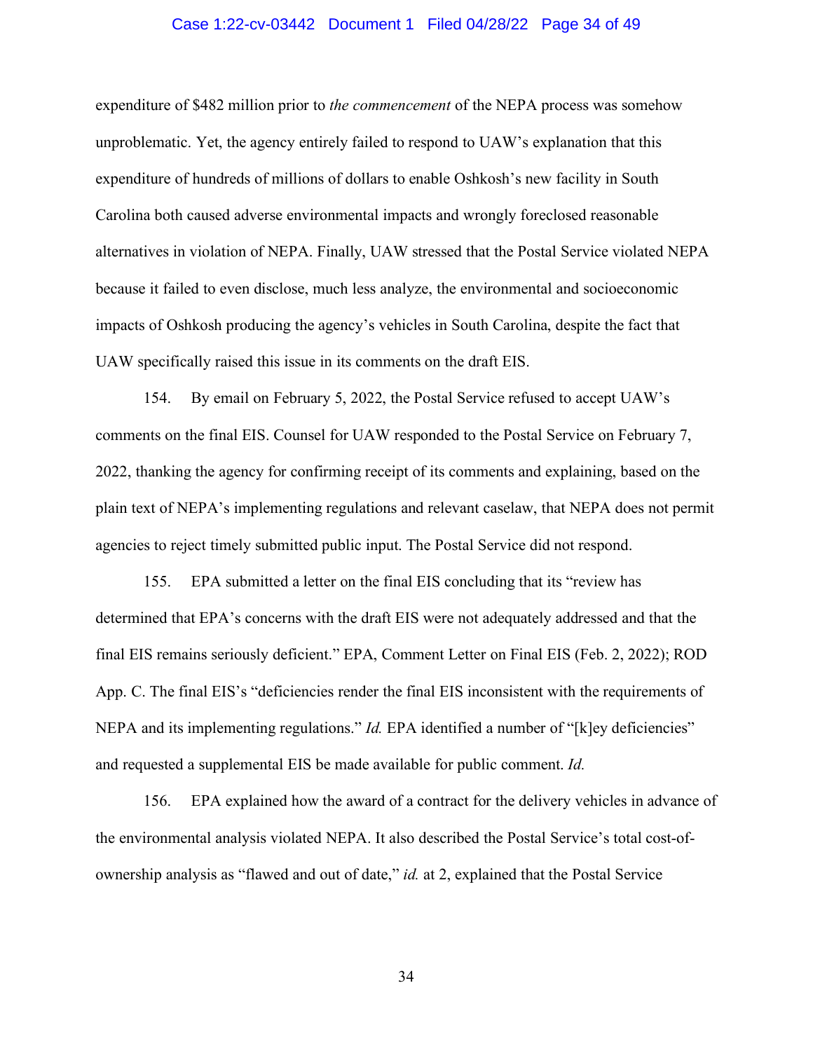expenditure of $482 million prior to *the commencement* of the NEPA process was somehow unproblematic. Yet, the agency entirely failed to respond to UAW's explanation that this expenditure of hundreds of millions of dollars to enable Oshkosh's new facility in South Carolina both caused adverse environmental impacts and wrongly foreclosed reasonable alternatives in violation of NEPA. Finally, UAW stressed that the Postal Service violated NEPA because it failed to even disclose, much less analyze, the environmental and socioeconomic impacts of Oshkosh producing the agency's vehicles in South Carolina, despite the fact that UAW specifically raised this issue in its comments on the draft EIS.

154. By email on February 5, 2022, the Postal Service refused to accept UAW's comments on the final EIS. Counsel for UAW responded to the Postal Service on February 7, 2022, thanking the agency for confirming receipt of its comments and explaining, based on the plain text of NEPA's implementing regulations and relevant caselaw, that NEPA does not permit agencies to reject timely submitted public input. The Postal Service did not respond.

155. EPA submitted a letter on the final EIS concluding that its "review has determined that EPA's concerns with the draft EIS were not adequately addressed and that the final EIS remains seriously deficient." EPA, Comment Letter on Final EIS (Feb. 2, 2022); ROD App. C. The final EIS's "deficiencies render the final EIS inconsistent with the requirements of NEPA and its implementing regulations." *Id.* EPA identified a number of "[k]ey deficiencies" and requested a supplemental EIS be made available for public comment. *Id.*

156. EPA explained how the award of a contract for the delivery vehicles in advance of the environmental analysis violated NEPA. It also described the Postal Service's total cost-of-ownership analysis as "flawed and out of date," *id.* at 2, explained that the Postal Service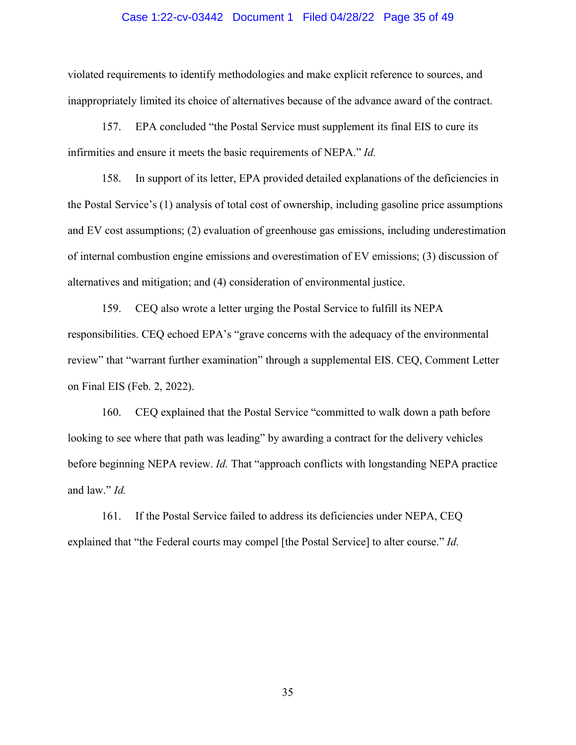violated requirements to identify methodologies and make explicit reference to sources, and inappropriately limited its choice of alternatives because of the advance award of the contract.

157. EPA concluded "the Postal Service must supplement its final EIS to cure its infirmities and ensure it meets the basic requirements of NEPA." *Id.*

158. In support of its letter, EPA provided detailed explanations of the deficiencies in the Postal Service's (1) analysis of total cost of ownership, including gasoline price assumptions and EV cost assumptions; (2) evaluation of greenhouse gas emissions, including underestimation of internal combustion engine emissions and overestimation of EV emissions; (3) discussion of alternatives and mitigation; and (4) consideration of environmental justice.

159. CEQ also wrote a letter urging the Postal Service to fulfill its NEPA responsibilities. CEQ echoed EPA's "grave concerns with the adequacy of the environmental review" that "warrant further examination" through a supplemental EIS. CEQ, Comment Letter on Final EIS (Feb. 2, 2022).

160. CEQ explained that the Postal Service "committed to walk down a path before looking to see where that path was leading" by awarding a contract for the delivery vehicles before beginning NEPA review. *Id.* That "approach conflicts with longstanding NEPA practice and law." *Id.*

161. If the Postal Service failed to address its deficiencies under NEPA, CEQ explained that "the Federal courts may compel [the Postal Service] to alter course." *Id.*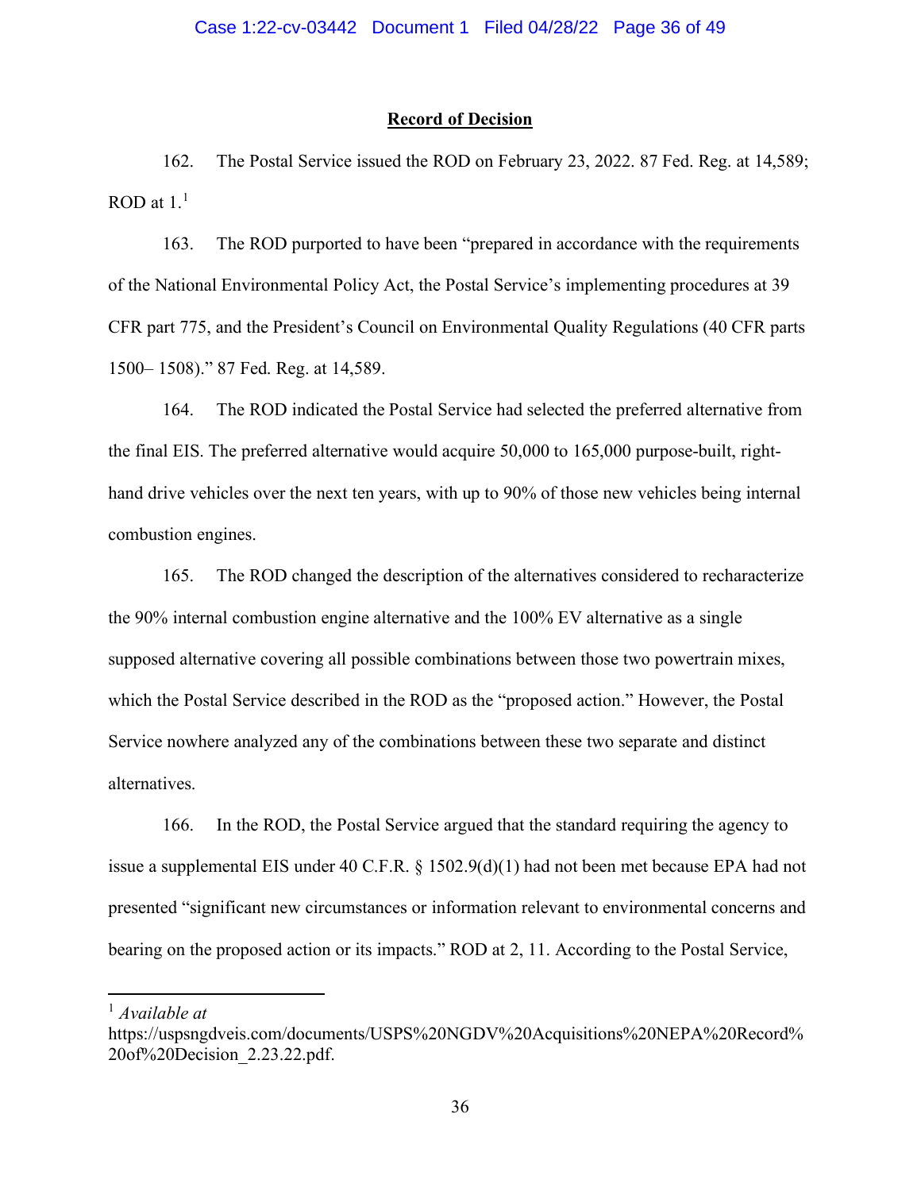**Record of Decision**

162. The Postal Service issued the ROD on February 23, 2022. 87 Fed. Reg. at 14,589; ROD at 1.[1]

163. The ROD purported to have been "prepared in accordance with the requirements of the National Environmental Policy Act, the Postal Service's implementing procedures at 39 CFR part 775, and the President's Council on Environmental Quality Regulations (40 CFR parts 1500– 1508)." 87 Fed. Reg. at 14,589.

164. The ROD indicated the Postal Service had selected the preferred alternative from the final EIS. The preferred alternative would acquire 50,000 to 165,000 purpose-built, right-hand drive vehicles over the next ten years, with up to 90% of those new vehicles being internal combustion engines.

165. The ROD changed the description of the alternatives considered to recharacterize the 90% internal combustion engine alternative and the 100% EV alternative as a single supposed alternative covering all possible combinations between those two powertrain mixes, which the Postal Service described in the ROD as the "proposed action." However, the Postal Service nowhere analyzed any of the combinations between these two separate and distinct alternatives.

166. In the ROD, the Postal Service argued that the standard requiring the agency to issue a supplemental EIS under 40 C.F.R. § 1502.9(d)(1) had not been met because EPA had not presented "significant new circumstances or information relevant to environmental concerns and bearing on the proposed action or its impacts." ROD at 2, 11. According to the Postal Service,

---

[1] *Available at* https://uspsngdveis.com/documents/USPS%20NGDV%20Acquisitions%20NEPA%20Record%20of%20Decision_2.23.22.pdf.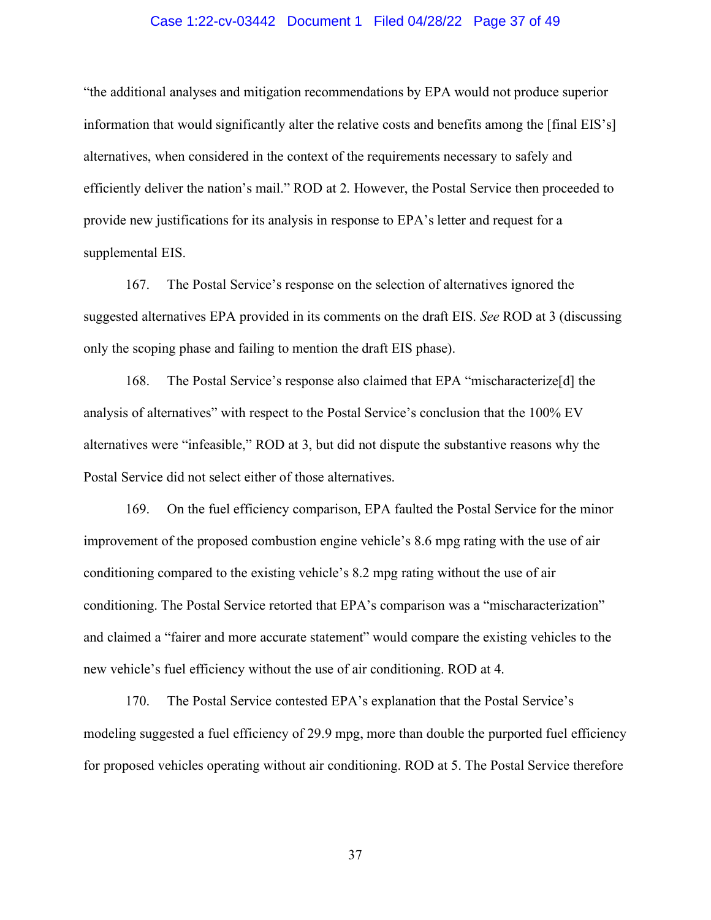"the additional analyses and mitigation recommendations by EPA would not produce superior information that would significantly alter the relative costs and benefits among the [final EIS's] alternatives, when considered in the context of the requirements necessary to safely and efficiently deliver the nation's mail." ROD at 2. However, the Postal Service then proceeded to provide new justifications for its analysis in response to EPA's letter and request for a supplemental EIS.

167. The Postal Service's response on the selection of alternatives ignored the suggested alternatives EPA provided in its comments on the draft EIS. *See* ROD at 3 (discussing only the scoping phase and failing to mention the draft EIS phase).

168. The Postal Service's response also claimed that EPA "mischaracterize[d] the analysis of alternatives" with respect to the Postal Service's conclusion that the 100% EV alternatives were "infeasible," ROD at 3, but did not dispute the substantive reasons why the Postal Service did not select either of those alternatives.

169. On the fuel efficiency comparison, EPA faulted the Postal Service for the minor improvement of the proposed combustion engine vehicle's 8.6 mpg rating with the use of air conditioning compared to the existing vehicle's 8.2 mpg rating without the use of air conditioning. The Postal Service retorted that EPA's comparison was a "mischaracterization" and claimed a "fairer and more accurate statement" would compare the existing vehicles to the new vehicle's fuel efficiency without the use of air conditioning. ROD at 4.

170. The Postal Service contested EPA's explanation that the Postal Service's modeling suggested a fuel efficiency of 29.9 mpg, more than double the purported fuel efficiency for proposed vehicles operating without air conditioning. ROD at 5. The Postal Service therefore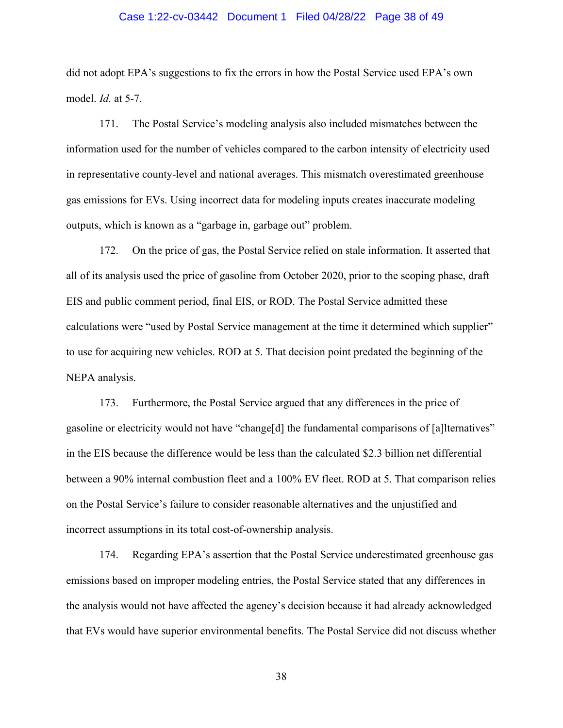did not adopt EPA's suggestions to fix the errors in how the Postal Service used EPA's own model. *Id.* at 5-7.

171. The Postal Service's modeling analysis also included mismatches between the information used for the number of vehicles compared to the carbon intensity of electricity used in representative county-level and national averages. This mismatch overestimated greenhouse gas emissions for EVs. Using incorrect data for modeling inputs creates inaccurate modeling outputs, which is known as a "garbage in, garbage out" problem.

172. On the price of gas, the Postal Service relied on stale information. It asserted that all of its analysis used the price of gasoline from October 2020, prior to the scoping phase, draft EIS and public comment period, final EIS, or ROD. The Postal Service admitted these calculations were "used by Postal Service management at the time it determined which supplier" to use for acquiring new vehicles. ROD at 5. That decision point predated the beginning of the NEPA analysis.

173. Furthermore, the Postal Service argued that any differences in the price of gasoline or electricity would not have "change[d] the fundamental comparisons of [a]lternatives" in the EIS because the difference would be less than the calculated $2.3 billion net differential between a 90% internal combustion fleet and a 100% EV fleet. ROD at 5. That comparison relies on the Postal Service's failure to consider reasonable alternatives and the unjustified and incorrect assumptions in its total cost-of-ownership analysis.

174. Regarding EPA's assertion that the Postal Service underestimated greenhouse gas emissions based on improper modeling entries, the Postal Service stated that any differences in the analysis would not have affected the agency's decision because it had already acknowledged that EVs would have superior environmental benefits. The Postal Service did not discuss whether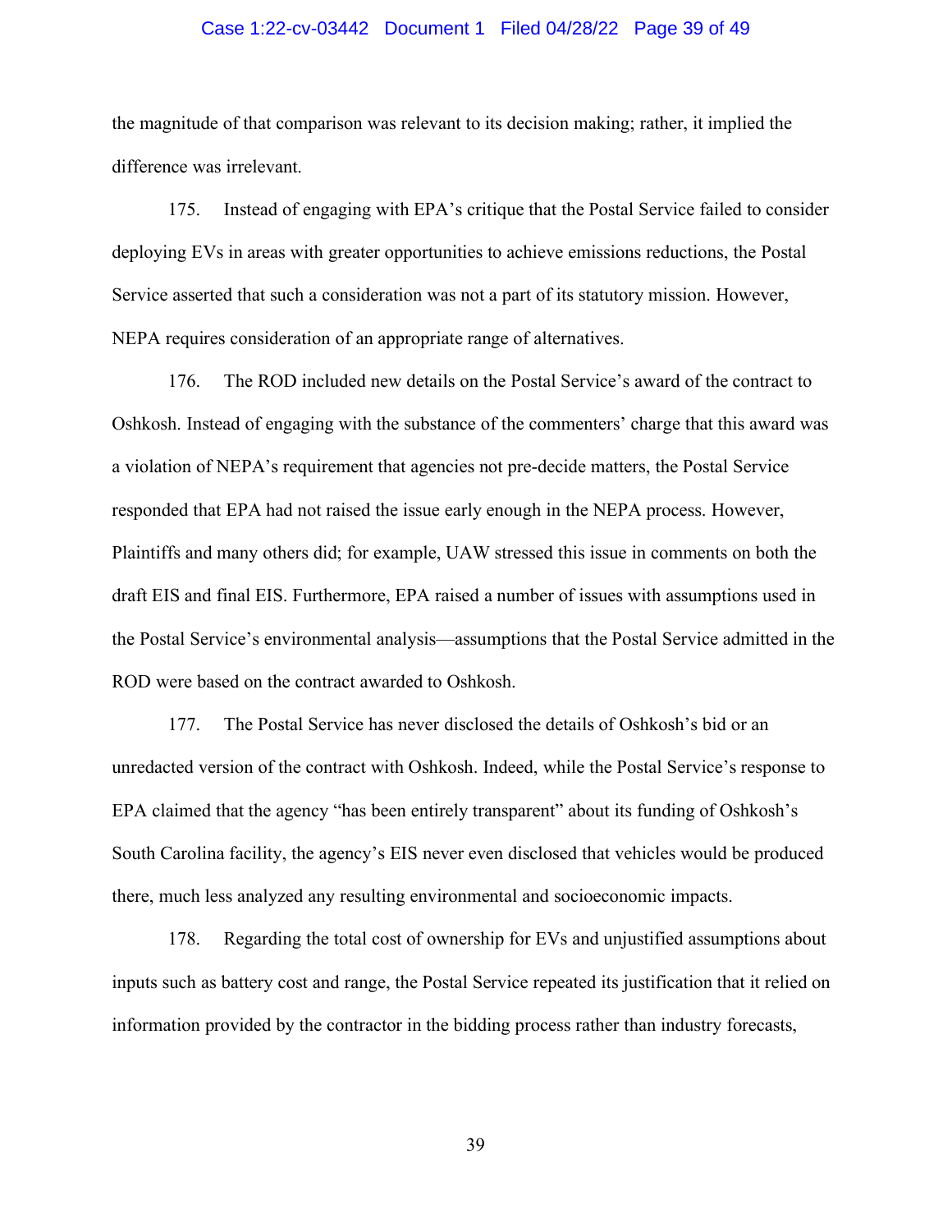the magnitude of that comparison was relevant to its decision making; rather, it implied the difference was irrelevant.

175. Instead of engaging with EPA's critique that the Postal Service failed to consider deploying EVs in areas with greater opportunities to achieve emissions reductions, the Postal Service asserted that such a consideration was not a part of its statutory mission. However, NEPA requires consideration of an appropriate range of alternatives.

176. The ROD included new details on the Postal Service's award of the contract to Oshkosh. Instead of engaging with the substance of the commenters' charge that this award was a violation of NEPA's requirement that agencies not pre-decide matters, the Postal Service responded that EPA had not raised the issue early enough in the NEPA process. However, Plaintiffs and many others did; for example, UAW stressed this issue in comments on both the draft EIS and final EIS. Furthermore, EPA raised a number of issues with assumptions used in the Postal Service's environmental analysis—assumptions that the Postal Service admitted in the ROD were based on the contract awarded to Oshkosh.

177. The Postal Service has never disclosed the details of Oshkosh's bid or an unredacted version of the contract with Oshkosh. Indeed, while the Postal Service's response to EPA claimed that the agency "has been entirely transparent" about its funding of Oshkosh's South Carolina facility, the agency's EIS never even disclosed that vehicles would be produced there, much less analyzed any resulting environmental and socioeconomic impacts.

178. Regarding the total cost of ownership for EVs and unjustified assumptions about inputs such as battery cost and range, the Postal Service repeated its justification that it relied on information provided by the contractor in the bidding process rather than industry forecasts,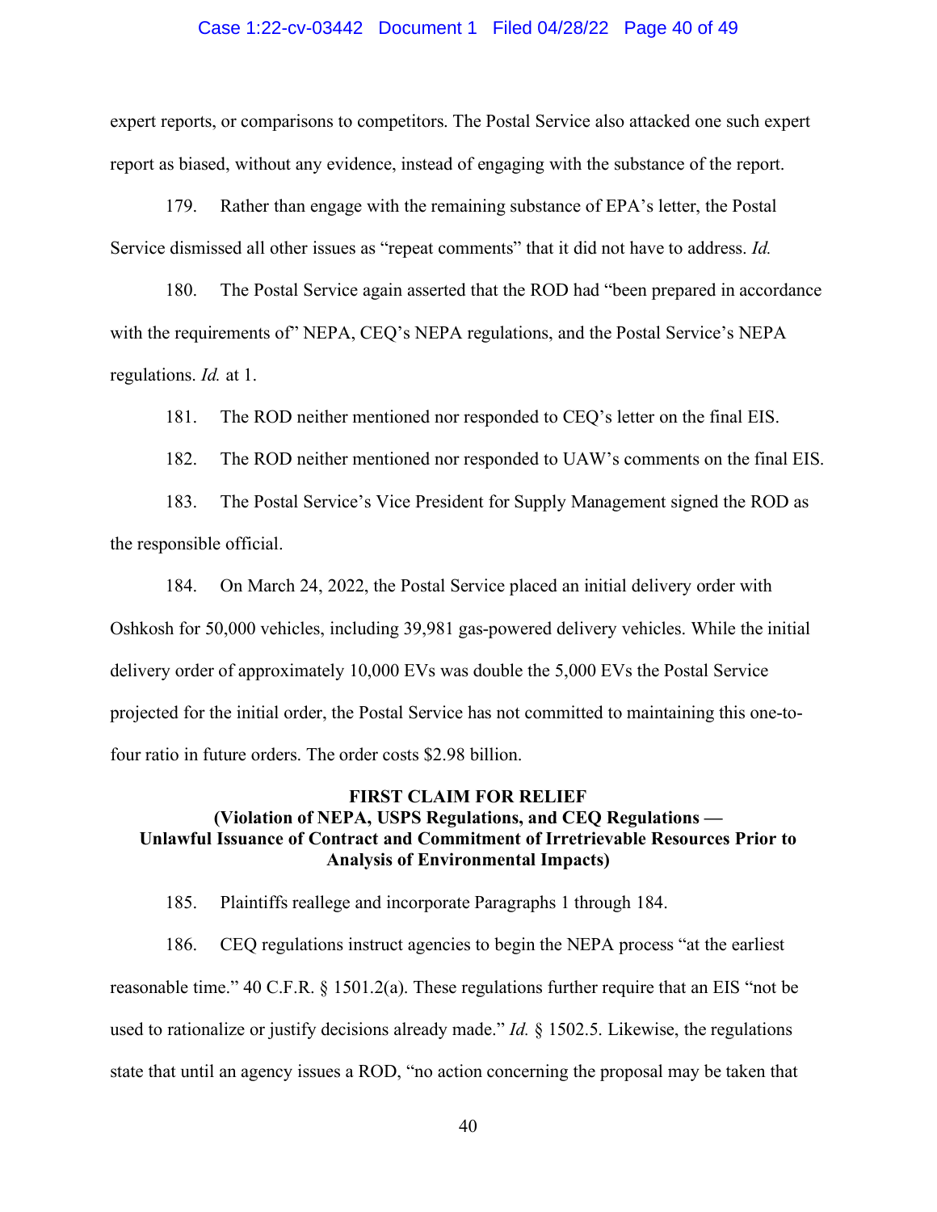expert reports, or comparisons to competitors. The Postal Service also attacked one such expert report as biased, without any evidence, instead of engaging with the substance of the report.

179. Rather than engage with the remaining substance of EPA's letter, the Postal Service dismissed all other issues as "repeat comments" that it did not have to address. *Id.*

180. The Postal Service again asserted that the ROD had "been prepared in accordance with the requirements of" NEPA, CEQ's NEPA regulations, and the Postal Service's NEPA regulations. *Id.* at 1.

181. The ROD neither mentioned nor responded to CEQ's letter on the final EIS.

182. The ROD neither mentioned nor responded to UAW's comments on the final EIS.

183. The Postal Service's Vice President for Supply Management signed the ROD as the responsible official.

184. On March 24, 2022, the Postal Service placed an initial delivery order with Oshkosh for 50,000 vehicles, including 39,981 gas-powered delivery vehicles. While the initial delivery order of approximately 10,000 EVs was double the 5,000 EVs the Postal Service projected for the initial order, the Postal Service has not committed to maintaining this one-to-four ratio in future orders. The order costs $2.98 billion.

## FIRST CLAIM FOR RELIEF
### (Violation of NEPA, USPS Regulations, and CEQ Regulations — Unlawful Issuance of Contract and Commitment of Irretrievable Resources Prior to Analysis of Environmental Impacts)

185. Plaintiffs reallege and incorporate Paragraphs 1 through 184.

186. CEQ regulations instruct agencies to begin the NEPA process "at the earliest reasonable time." 40 C.F.R. § 1501.2(a). These regulations further require that an EIS "not be used to rationalize or justify decisions already made." *Id.* § 1502.5. Likewise, the regulations state that until an agency issues a ROD, "no action concerning the proposal may be taken that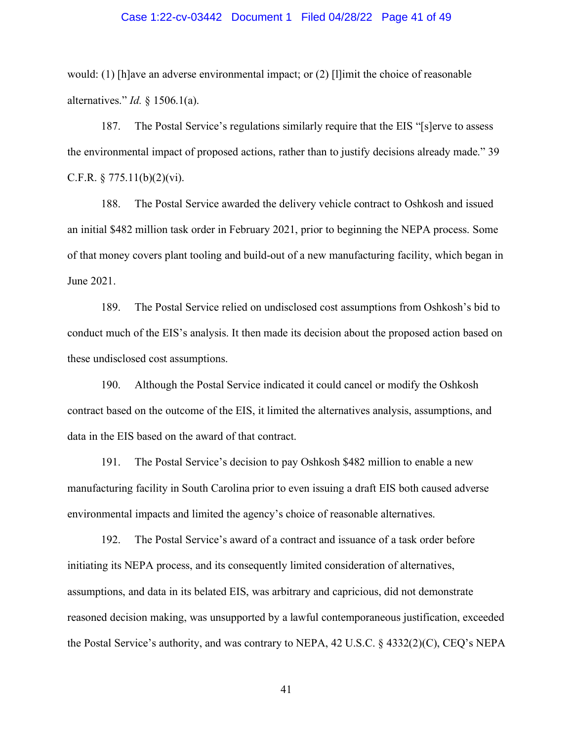would: (1) [h]ave an adverse environmental impact; or (2) [l]imit the choice of reasonable alternatives." *Id.* § 1506.1(a).

187. The Postal Service's regulations similarly require that the EIS "[s]erve to assess the environmental impact of proposed actions, rather than to justify decisions already made." 39 C.F.R. § 775.11(b)(2)(vi).

188. The Postal Service awarded the delivery vehicle contract to Oshkosh and issued an initial $482 million task order in February 2021, prior to beginning the NEPA process. Some of that money covers plant tooling and build-out of a new manufacturing facility, which began in June 2021.

189. The Postal Service relied on undisclosed cost assumptions from Oshkosh's bid to conduct much of the EIS's analysis. It then made its decision about the proposed action based on these undisclosed cost assumptions.

190. Although the Postal Service indicated it could cancel or modify the Oshkosh contract based on the outcome of the EIS, it limited the alternatives analysis, assumptions, and data in the EIS based on the award of that contract.

191. The Postal Service's decision to pay Oshkosh $482 million to enable a new manufacturing facility in South Carolina prior to even issuing a draft EIS both caused adverse environmental impacts and limited the agency's choice of reasonable alternatives.

192. The Postal Service's award of a contract and issuance of a task order before initiating its NEPA process, and its consequently limited consideration of alternatives, assumptions, and data in its belated EIS, was arbitrary and capricious, did not demonstrate reasoned decision making, was unsupported by a lawful contemporaneous justification, exceeded the Postal Service's authority, and was contrary to NEPA, 42 U.S.C. § 4332(2)(C), CEQ's NEPA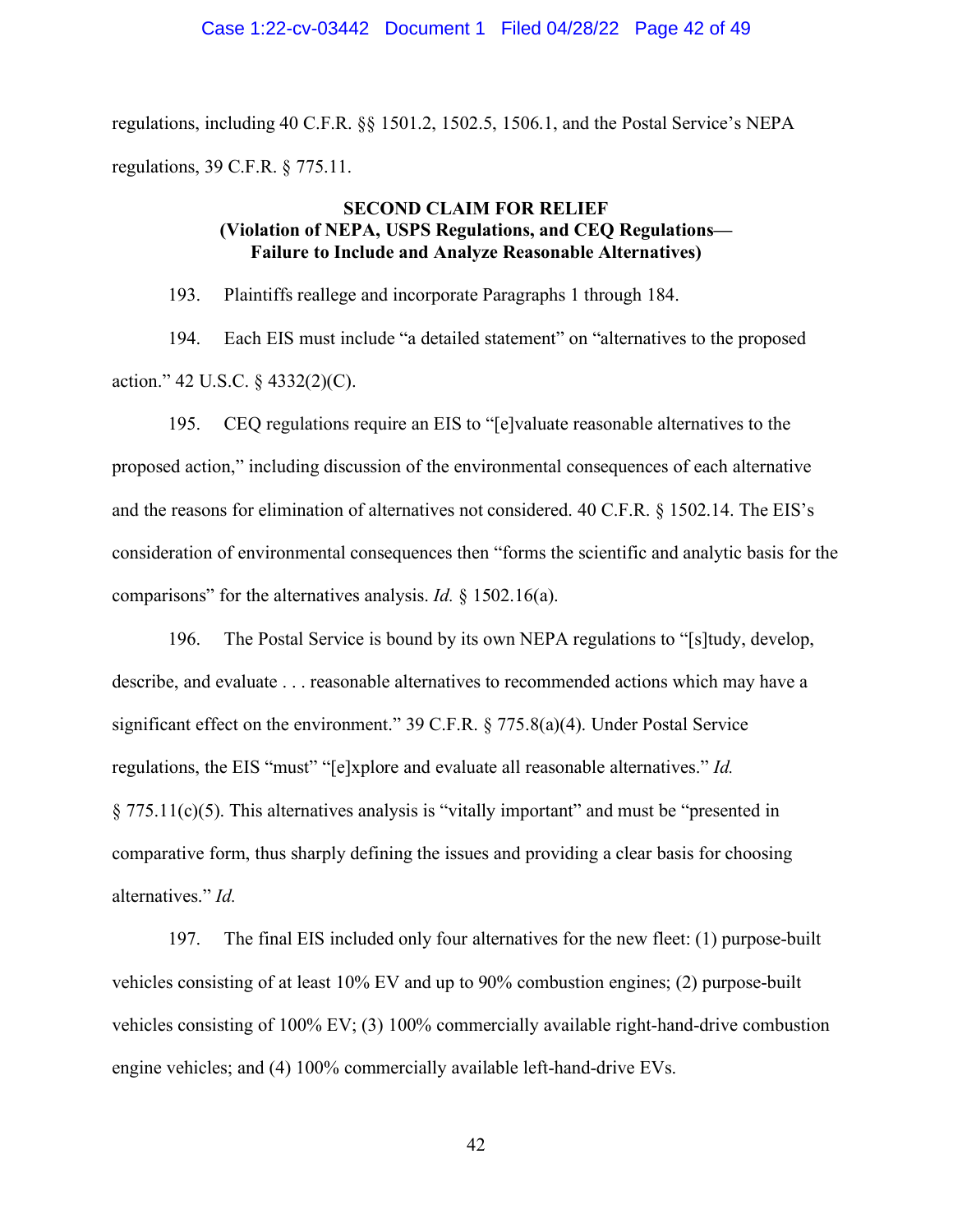regulations, including 40 C.F.R. §§ 1501.2, 1502.5, 1506.1, and the Postal Service's NEPA regulations, 39 C.F.R. § 775.11.

**SECOND CLAIM FOR RELIEF**
**(Violation of NEPA, USPS Regulations, and CEQ Regulations—**
**Failure to Include and Analyze Reasonable Alternatives)**

193. Plaintiffs reallege and incorporate Paragraphs 1 through 184.

194. Each EIS must include "a detailed statement" on "alternatives to the proposed action." 42 U.S.C. § 4332(2)(C).

195. CEQ regulations require an EIS to "[e]valuate reasonable alternatives to the proposed action," including discussion of the environmental consequences of each alternative and the reasons for elimination of alternatives not considered. 40 C.F.R. § 1502.14. The EIS's consideration of environmental consequences then "forms the scientific and analytic basis for the comparisons" for the alternatives analysis. *Id.* § 1502.16(a).

196. The Postal Service is bound by its own NEPA regulations to "[s]tudy, develop, describe, and evaluate . . . reasonable alternatives to recommended actions which may have a significant effect on the environment." 39 C.F.R. § 775.8(a)(4). Under Postal Service regulations, the EIS "must" "[e]xplore and evaluate all reasonable alternatives." *Id.* § 775.11(c)(5). This alternatives analysis is "vitally important" and must be "presented in comparative form, thus sharply defining the issues and providing a clear basis for choosing alternatives." *Id.*

197. The final EIS included only four alternatives for the new fleet: (1) purpose-built vehicles consisting of at least 10% EV and up to 90% combustion engines; (2) purpose-built vehicles consisting of 100% EV; (3) 100% commercially available right-hand-drive combustion engine vehicles; and (4) 100% commercially available left-hand-drive EVs.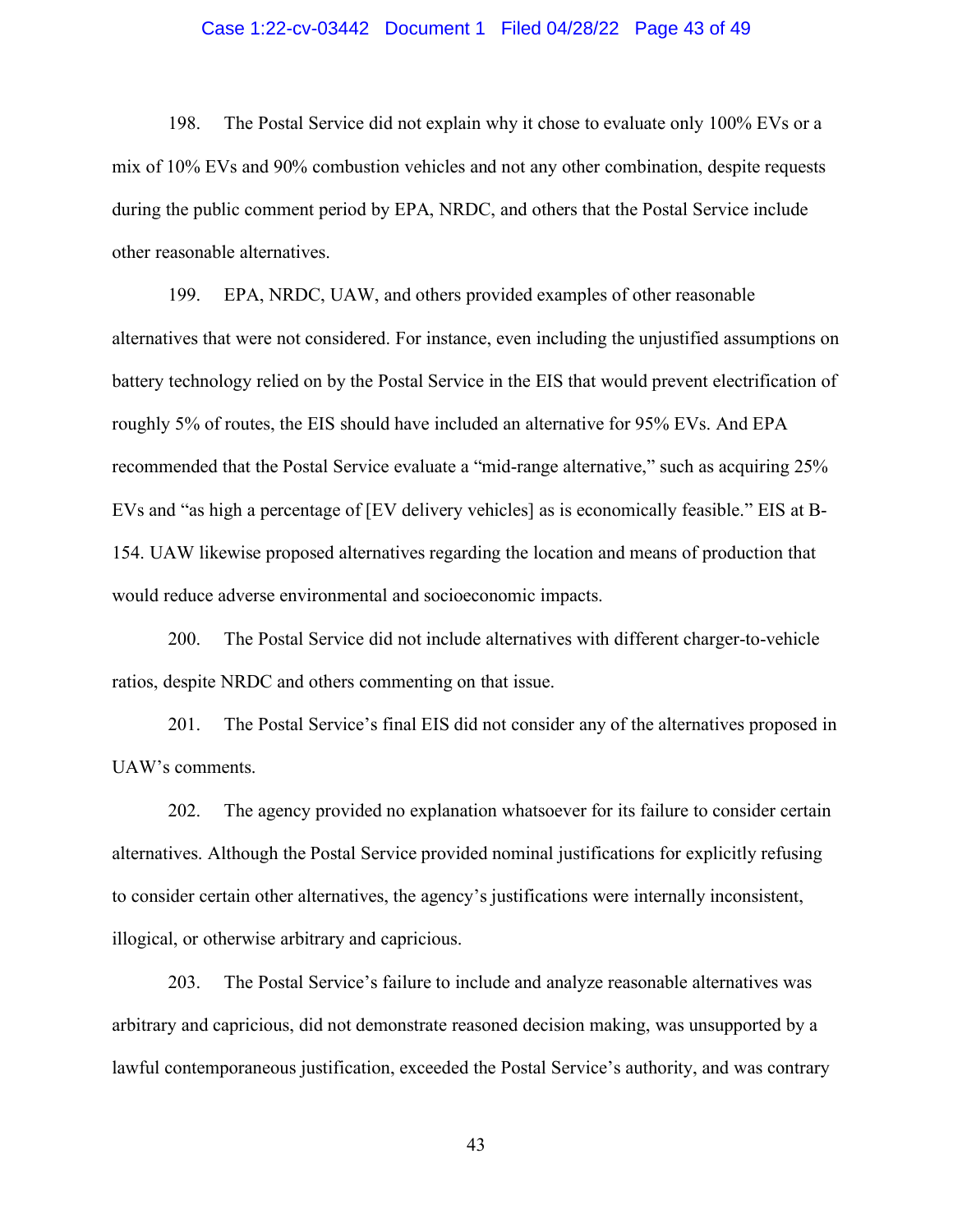198. The Postal Service did not explain why it chose to evaluate only 100% EVs or a mix of 10% EVs and 90% combustion vehicles and not any other combination, despite requests during the public comment period by EPA, NRDC, and others that the Postal Service include other reasonable alternatives.

199. EPA, NRDC, UAW, and others provided examples of other reasonable alternatives that were not considered. For instance, even including the unjustified assumptions on battery technology relied on by the Postal Service in the EIS that would prevent electrification of roughly 5% of routes, the EIS should have included an alternative for 95% EVs. And EPA recommended that the Postal Service evaluate a "mid-range alternative," such as acquiring 25% EVs and "as high a percentage of [EV delivery vehicles] as is economically feasible." EIS at B-154. UAW likewise proposed alternatives regarding the location and means of production that would reduce adverse environmental and socioeconomic impacts.

200. The Postal Service did not include alternatives with different charger-to-vehicle ratios, despite NRDC and others commenting on that issue.

201. The Postal Service's final EIS did not consider any of the alternatives proposed in UAW's comments.

202. The agency provided no explanation whatsoever for its failure to consider certain alternatives. Although the Postal Service provided nominal justifications for explicitly refusing to consider certain other alternatives, the agency's justifications were internally inconsistent, illogical, or otherwise arbitrary and capricious.

203. The Postal Service's failure to include and analyze reasonable alternatives was arbitrary and capricious, did not demonstrate reasoned decision making, was unsupported by a lawful contemporaneous justification, exceeded the Postal Service's authority, and was contrary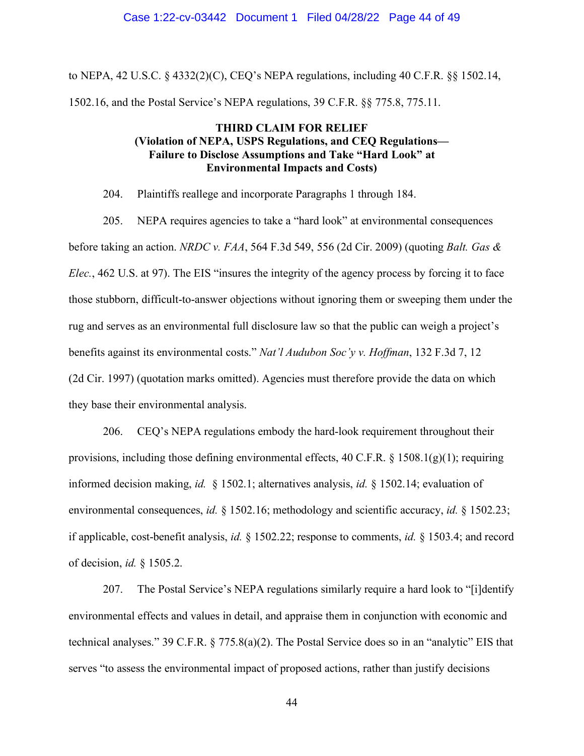to NEPA, 42 U.S.C. § 4332(2)(C), CEQ's NEPA regulations, including 40 C.F.R. §§ 1502.14, 1502.16, and the Postal Service's NEPA regulations, 39 C.F.R. §§ 775.8, 775.11.

**THIRD CLAIM FOR RELIEF**
**(Violation of NEPA, USPS Regulations, and CEQ Regulations— Failure to Disclose Assumptions and Take "Hard Look" at Environmental Impacts and Costs)**

204. Plaintiffs reallege and incorporate Paragraphs 1 through 184.

205. NEPA requires agencies to take a "hard look" at environmental consequences before taking an action. *NRDC v. FAA*, 564 F.3d 549, 556 (2d Cir. 2009) (quoting *Balt. Gas & Elec.*, 462 U.S. at 97). The EIS "insures the integrity of the agency process by forcing it to face those stubborn, difficult-to-answer objections without ignoring them or sweeping them under the rug and serves as an environmental full disclosure law so that the public can weigh a project's benefits against its environmental costs." *Nat'l Audubon Soc'y v. Hoffman*, 132 F.3d 7, 12 (2d Cir. 1997) (quotation marks omitted). Agencies must therefore provide the data on which they base their environmental analysis.

206. CEQ's NEPA regulations embody the hard-look requirement throughout their provisions, including those defining environmental effects, 40 C.F.R. § 1508.1(g)(1); requiring informed decision making, *id.* § 1502.1; alternatives analysis, *id.* § 1502.14; evaluation of environmental consequences, *id.* § 1502.16; methodology and scientific accuracy, *id.* § 1502.23; if applicable, cost-benefit analysis, *id.* § 1502.22; response to comments, *id.* § 1503.4; and record of decision, *id.* § 1505.2.

207. The Postal Service's NEPA regulations similarly require a hard look to "[i]dentify environmental effects and values in detail, and appraise them in conjunction with economic and technical analyses." 39 C.F.R. § 775.8(a)(2). The Postal Service does so in an "analytic" EIS that serves "to assess the environmental impact of proposed actions, rather than justify decisions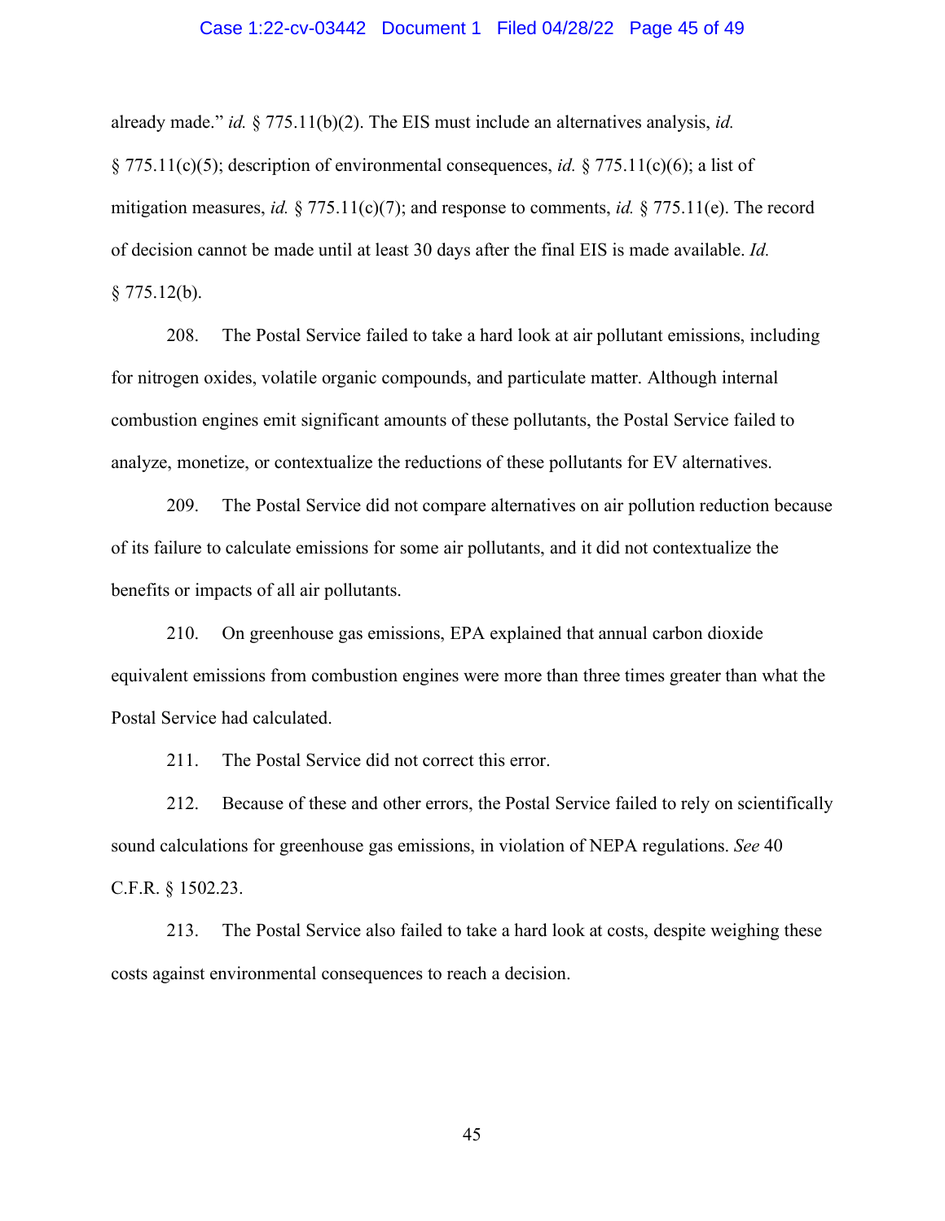already made." *id.* § 775.11(b)(2). The EIS must include an alternatives analysis, *id.* § 775.11(c)(5); description of environmental consequences, *id.* § 775.11(c)(6); a list of mitigation measures, *id.* § 775.11(c)(7); and response to comments, *id.* § 775.11(e). The record of decision cannot be made until at least 30 days after the final EIS is made available. *Id.* § 775.12(b).

208. The Postal Service failed to take a hard look at air pollutant emissions, including for nitrogen oxides, volatile organic compounds, and particulate matter. Although internal combustion engines emit significant amounts of these pollutants, the Postal Service failed to analyze, monetize, or contextualize the reductions of these pollutants for EV alternatives.

209. The Postal Service did not compare alternatives on air pollution reduction because of its failure to calculate emissions for some air pollutants, and it did not contextualize the benefits or impacts of all air pollutants.

210. On greenhouse gas emissions, EPA explained that annual carbon dioxide equivalent emissions from combustion engines were more than three times greater than what the Postal Service had calculated.

211. The Postal Service did not correct this error.

212. Because of these and other errors, the Postal Service failed to rely on scientifically sound calculations for greenhouse gas emissions, in violation of NEPA regulations. *See* 40 C.F.R. § 1502.23.

213. The Postal Service also failed to take a hard look at costs, despite weighing these costs against environmental consequences to reach a decision.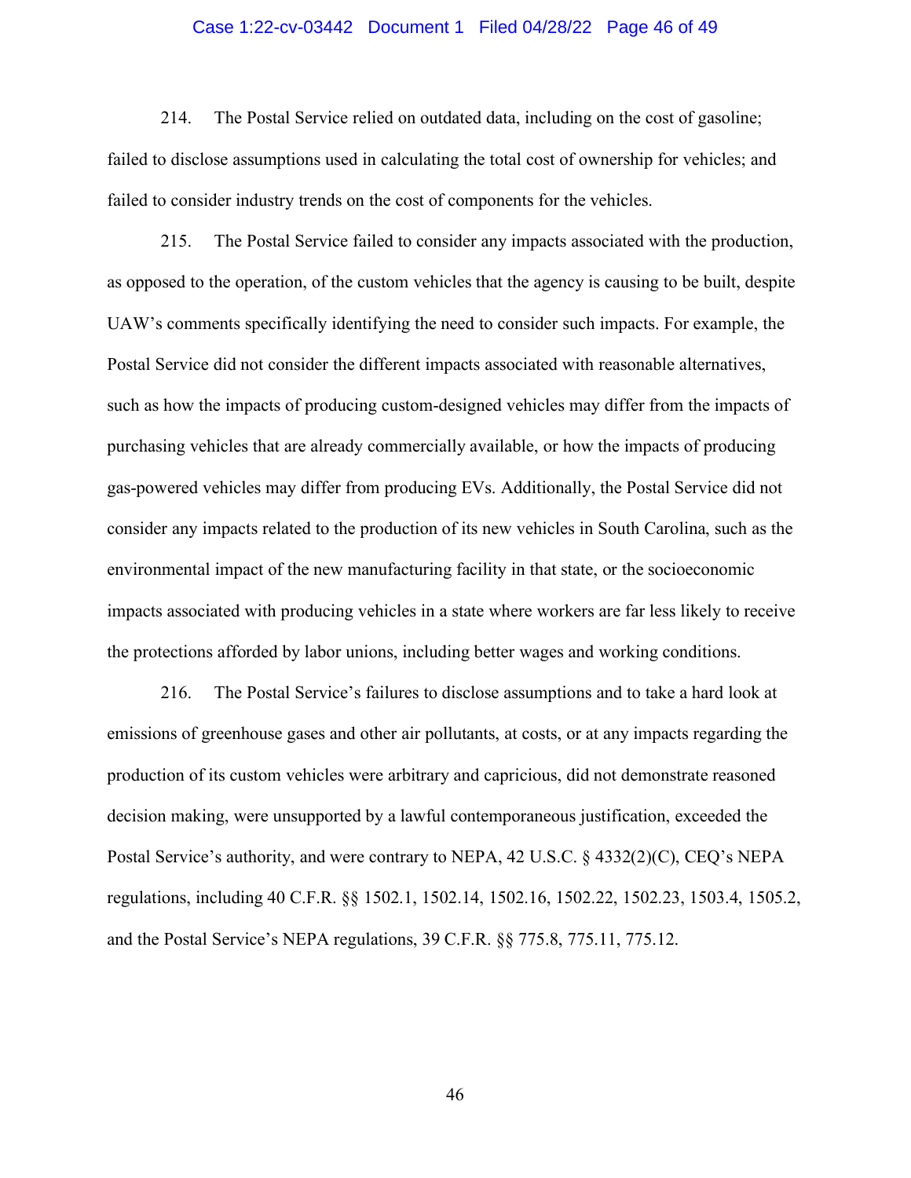214. The Postal Service relied on outdated data, including on the cost of gasoline; failed to disclose assumptions used in calculating the total cost of ownership for vehicles; and failed to consider industry trends on the cost of components for the vehicles.

215. The Postal Service failed to consider any impacts associated with the production, as opposed to the operation, of the custom vehicles that the agency is causing to be built, despite UAW's comments specifically identifying the need to consider such impacts. For example, the Postal Service did not consider the different impacts associated with reasonable alternatives, such as how the impacts of producing custom-designed vehicles may differ from the impacts of purchasing vehicles that are already commercially available, or how the impacts of producing gas-powered vehicles may differ from producing EVs. Additionally, the Postal Service did not consider any impacts related to the production of its new vehicles in South Carolina, such as the environmental impact of the new manufacturing facility in that state, or the socioeconomic impacts associated with producing vehicles in a state where workers are far less likely to receive the protections afforded by labor unions, including better wages and working conditions.

216. The Postal Service's failures to disclose assumptions and to take a hard look at emissions of greenhouse gases and other air pollutants, at costs, or at any impacts regarding the production of its custom vehicles were arbitrary and capricious, did not demonstrate reasoned decision making, were unsupported by a lawful contemporaneous justification, exceeded the Postal Service's authority, and were contrary to NEPA, 42 U.S.C. § 4332(2)(C), CEQ's NEPA regulations, including 40 C.F.R. §§ 1502.1, 1502.14, 1502.16, 1502.22, 1502.23, 1503.4, 1505.2, and the Postal Service's NEPA regulations, 39 C.F.R. §§ 775.8, 775.11, 775.12.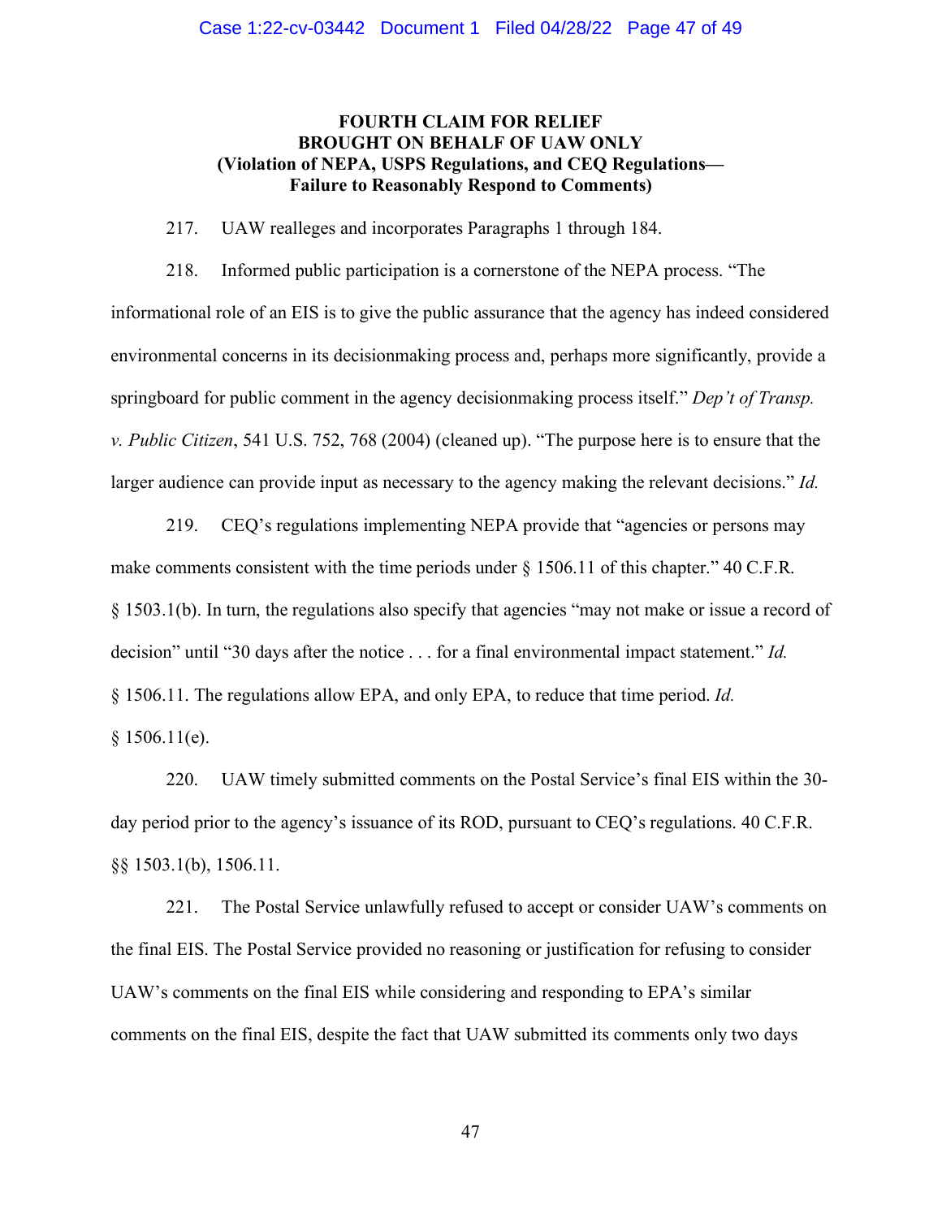**FOURTH CLAIM FOR RELIEF**
**BROUGHT ON BEHALF OF UAW ONLY**
**(Violation of NEPA, USPS Regulations, and CEQ Regulations—**
**Failure to Reasonably Respond to Comments)**

217. UAW realleges and incorporates Paragraphs 1 through 184.

218. Informed public participation is a cornerstone of the NEPA process. "The informational role of an EIS is to give the public assurance that the agency has indeed considered environmental concerns in its decisionmaking process and, perhaps more significantly, provide a springboard for public comment in the agency decisionmaking process itself." *Dep't of Transp. v. Public Citizen*, 541 U.S. 752, 768 (2004) (cleaned up). "The purpose here is to ensure that the larger audience can provide input as necessary to the agency making the relevant decisions." *Id.*

219. CEQ's regulations implementing NEPA provide that "agencies or persons may make comments consistent with the time periods under § 1506.11 of this chapter." 40 C.F.R. § 1503.1(b). In turn, the regulations also specify that agencies "may not make or issue a record of decision" until "30 days after the notice . . . for a final environmental impact statement." *Id.* § 1506.11. The regulations allow EPA, and only EPA, to reduce that time period. *Id.* § 1506.11(e).

220. UAW timely submitted comments on the Postal Service's final EIS within the 30-day period prior to the agency's issuance of its ROD, pursuant to CEQ's regulations. 40 C.F.R. §§ 1503.1(b), 1506.11.

221. The Postal Service unlawfully refused to accept or consider UAW's comments on the final EIS. The Postal Service provided no reasoning or justification for refusing to consider UAW's comments on the final EIS while considering and responding to EPA's similar comments on the final EIS, despite the fact that UAW submitted its comments only two days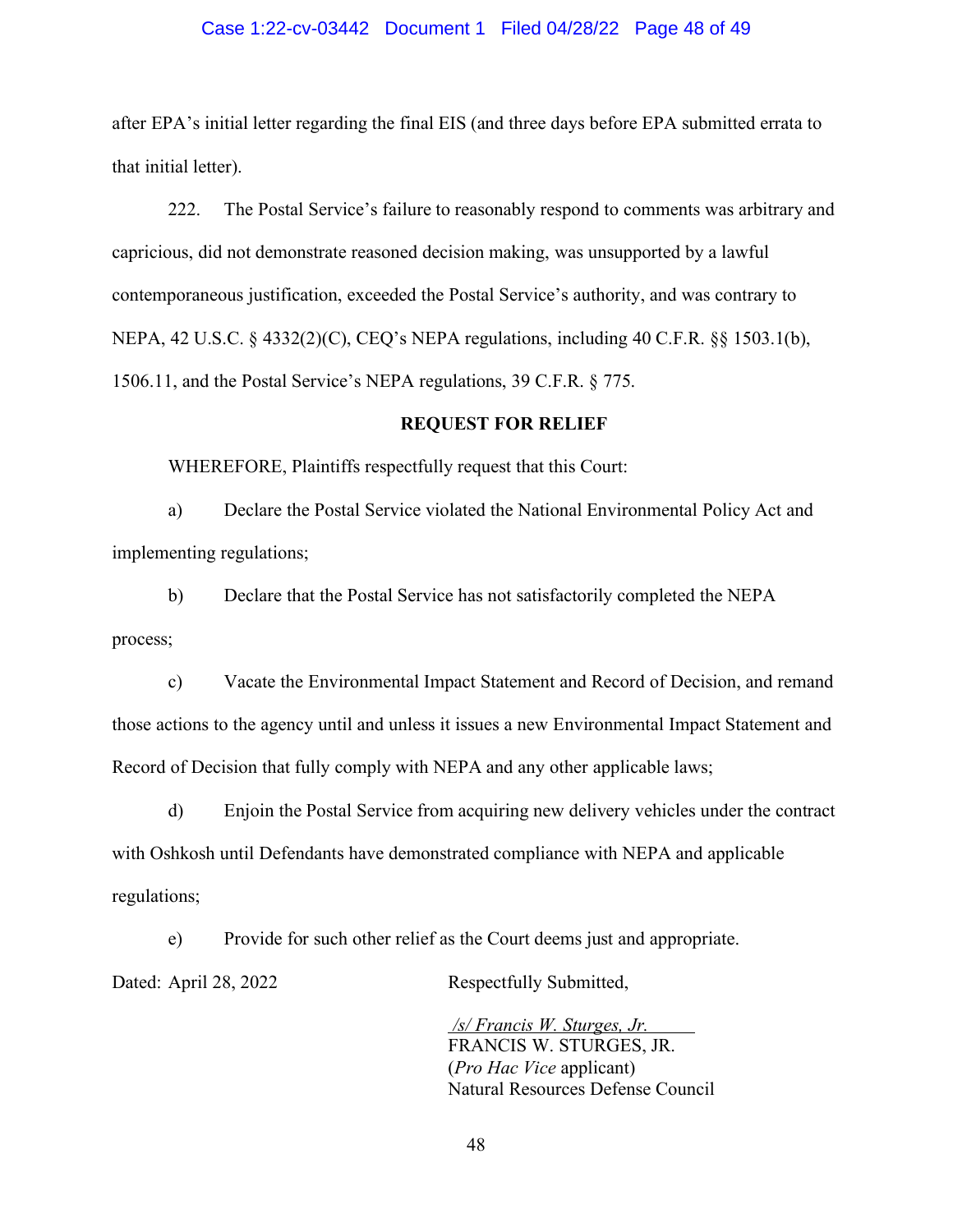after EPA's initial letter regarding the final EIS (and three days before EPA submitted errata to that initial letter).

222. The Postal Service's failure to reasonably respond to comments was arbitrary and capricious, did not demonstrate reasoned decision making, was unsupported by a lawful contemporaneous justification, exceeded the Postal Service's authority, and was contrary to NEPA, 42 U.S.C. § 4332(2)(C), CEQ's NEPA regulations, including 40 C.F.R. §§ 1503.1(b), 1506.11, and the Postal Service's NEPA regulations, 39 C.F.R. § 775.

**REQUEST FOR RELIEF**

WHEREFORE, Plaintiffs respectfully request that this Court:

a) Declare the Postal Service violated the National Environmental Policy Act and implementing regulations;

b) Declare that the Postal Service has not satisfactorily completed the NEPA process;

c) Vacate the Environmental Impact Statement and Record of Decision, and remand those actions to the agency until and unless it issues a new Environmental Impact Statement and Record of Decision that fully comply with NEPA and any other applicable laws;

d) Enjoin the Postal Service from acquiring new delivery vehicles under the contract with Oshkosh until Defendants have demonstrated compliance with NEPA and applicable regulations;

e) Provide for such other relief as the Court deems just and appropriate.

Dated: April 28, 2022

Respectfully Submitted,

*/s/ Francis W. Sturges, Jr.*
FRANCIS W. STURGES, JR.
(*Pro Hac Vice* applicant)
Natural Resources Defense Council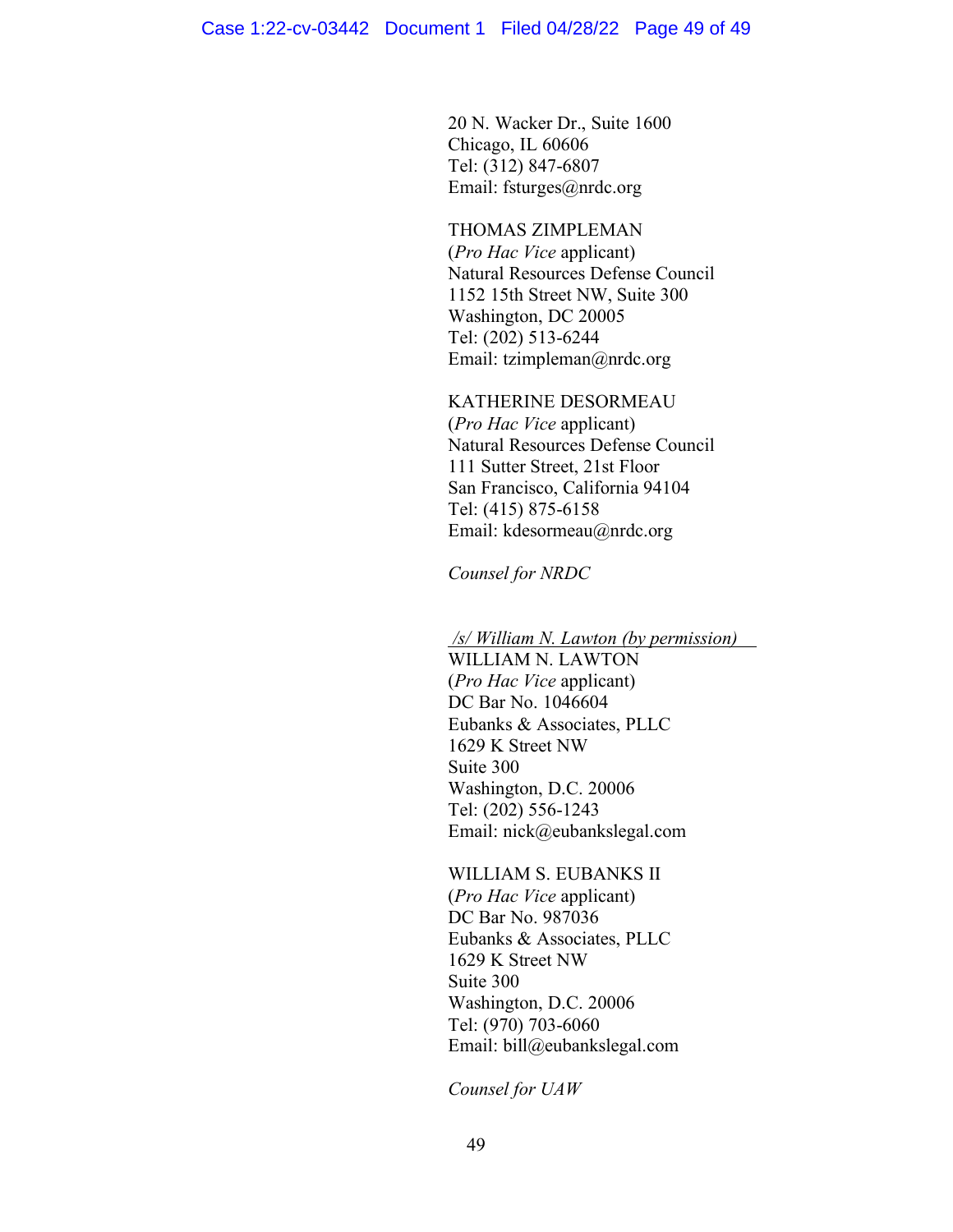20 N. Wacker Dr., Suite 1600
Chicago, IL 60606
Tel: (312) 847-6807
Email: fsturges@nrdc.org

THOMAS ZIMPLEMAN
(*Pro Hac Vice* applicant)
Natural Resources Defense Council
1152 15th Street NW, Suite 300
Washington, DC 20005
Tel: (202) 513-6244
Email: tzimpleman@nrdc.org

KATHERINE DESORMEAU
(*Pro Hac Vice* applicant)
Natural Resources Defense Council
111 Sutter Street, 21st Floor
San Francisco, California 94104
Tel: (415) 875-6158
Email: kdesormeau@nrdc.org

*Counsel for NRDC*

*/s/ William N. Lawton (by permission)*
WILLIAM N. LAWTON
(*Pro Hac Vice* applicant)
DC Bar No. 1046604
Eubanks & Associates, PLLC
1629 K Street NW
Suite 300
Washington, D.C. 20006
Tel: (202) 556-1243
Email: nick@eubankslegal.com

WILLIAM S. EUBANKS II
(*Pro Hac Vice* applicant)
DC Bar No. 987036
Eubanks & Associates, PLLC
1629 K Street NW
Suite 300
Washington, D.C. 20006
Tel: (970) 703-6060
Email: bill@eubankslegal.com

*Counsel for UAW*